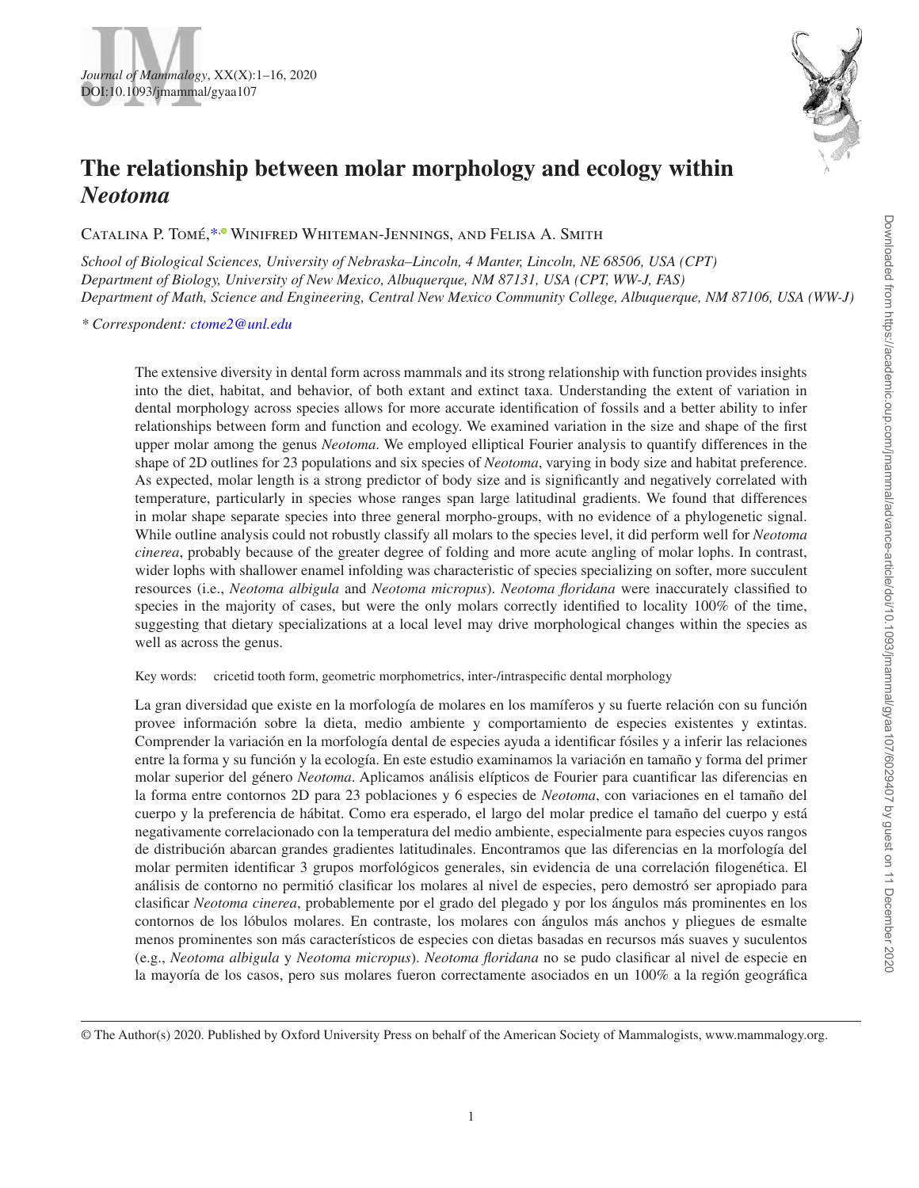# The relationship between molar morphology and ecology within *Neotoma*

Catalina P. Tomé,* Winifred Whiteman-Jennings, and Felisa A. Smith

*School of Biological Sciences, University of Nebraska–Lincoln, 4 Manter, Lincoln, NE 68506, USA (CPT)*
*Department of Biology, University of New Mexico, Albuquerque, NM 87131, USA (CPT, WW-J, FAS)*
*Department of Math, Science and Engineering, Central New Mexico Community College, Albuquerque, NM 87106, USA (WW-J)*

*\* Correspondent: ctome2@unl.edu*

The extensive diversity in dental form across mammals and its strong relationship with function provides insights into the diet, habitat, and behavior, of both extant and extinct taxa. Understanding the extent of variation in dental morphology across species allows for more accurate identification of fossils and a better ability to infer relationships between form and function and ecology. We examined variation in the size and shape of the first upper molar among the genus *Neotoma*. We employed elliptical Fourier analysis to quantify differences in the shape of 2D outlines for 23 populations and six species of *Neotoma*, varying in body size and habitat preference. As expected, molar length is a strong predictor of body size and is significantly and negatively correlated with temperature, particularly in species whose ranges span large latitudinal gradients. We found that differences in molar shape separate species into three general morpho-groups, with no evidence of a phylogenetic signal. While outline analysis could not robustly classify all molars to the species level, it did perform well for *Neotoma cinerea*, probably because of the greater degree of folding and more acute angling of molar lophs. In contrast, wider lophs with shallower enamel infolding was characteristic of species specializing on softer, more succulent resources (i.e., *Neotoma albigula* and *Neotoma micropus*). *Neotoma floridana* were inaccurately classified to species in the majority of cases, but were the only molars correctly identified to locality 100% of the time, suggesting that dietary specializations at a local level may drive morphological changes within the species as well as across the genus.

Key words: cricetid tooth form, geometric morphometrics, inter-/intraspecific dental morphology

La gran diversidad que existe en la morfología de molares en los mamíferos y su fuerte relación con su función provee información sobre la dieta, medio ambiente y comportamiento de especies existentes y extintas. Comprender la variación en la morfología dental de especies ayuda a identificar fósiles y a inferir las relaciones entre la forma y su función y la ecología. En este estudio examinamos la variación en tamaño y forma del primer molar superior del género *Neotoma*. Aplicamos análisis elípticos de Fourier para cuantificar las diferencias en la forma entre contornos 2D para 23 poblaciones y 6 especies de *Neotoma*, con variaciones en el tamaño del cuerpo y la preferencia de hábitat. Como era esperado, el largo del molar predice el tamaño del cuerpo y está negativamente correlacionado con la temperatura del medio ambiente, especialmente para especies cuyos rangos de distribución abarcan grandes gradientes latitudinales. Encontramos que las diferencias en la morfología del molar permiten identificar 3 grupos morfológicos generales, sin evidencia de una correlación filogenética. El análisis de contorno no permitió clasificar los molares al nivel de especies, pero demostró ser apropiado para clasificar *Neotoma cinerea*, probablemente por el grado del plegado y por los ángulos más prominentes en los contornos de los lóbulos molares. En contraste, los molares con ángulos más anchos y pliegues de esmalte menos prominentes son más característicos de especies con dietas basadas en recursos más suaves y suculentos (e.g., *Neotoma albigula* y *Neotoma micropus*). *Neotoma floridana* no se pudo clasificar al nivel de especie en la mayoría de los casos, pero sus molares fueron correctamente asociados en un 100% a la región geográfica

© The Author(s) 2020. Published by Oxford University Press on behalf of the American Society of Mammalogists, www.mammalogy.org.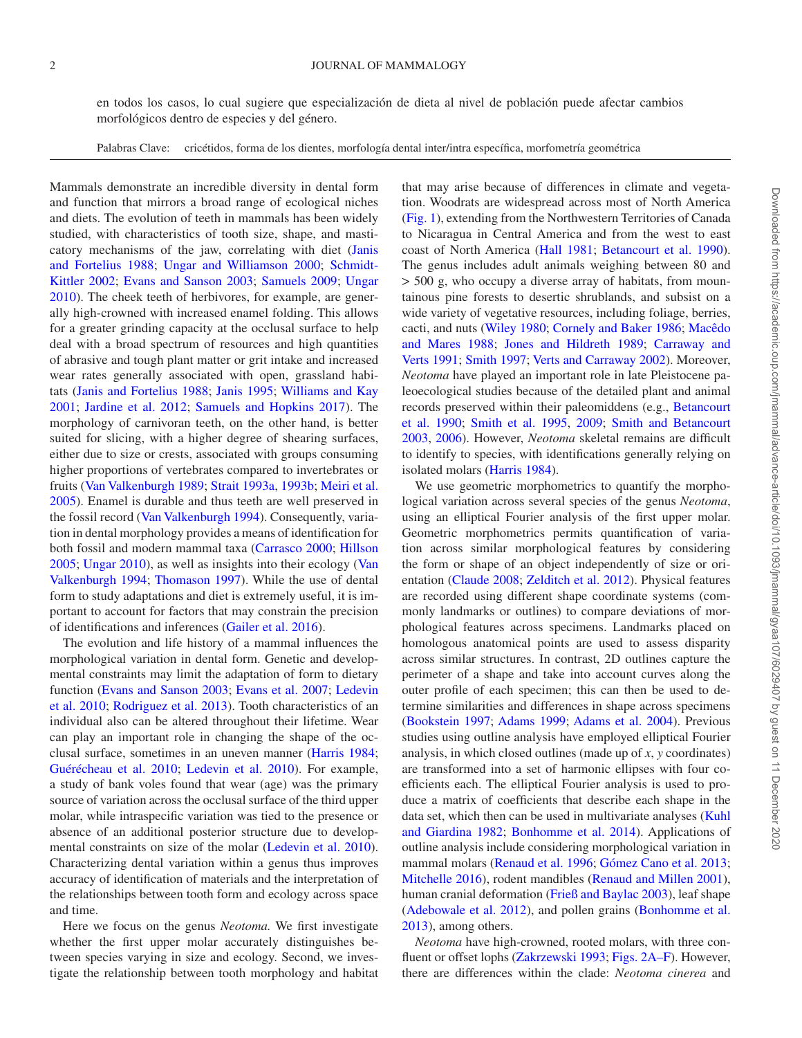en todos los casos, lo cual sugiere que especialización de dieta al nivel de población puede afectar cambios morfológicos dentro de especies y del género.

Palabras Clave: cricétidos, forma de los dientes, morfología dental inter/intra específica, morfometría geométrica

Mammals demonstrate an incredible diversity in dental form and function that mirrors a broad range of ecological niches and diets. The evolution of teeth in mammals has been widely studied, with characteristics of tooth size, shape, and masticatory mechanisms of the jaw, correlating with diet (Janis and Fortelius 1988; Ungar and Williamson 2000; Schmidt-Kittler 2002; Evans and Sanson 2003; Samuels 2009; Ungar 2010). The cheek teeth of herbivores, for example, are generally high-crowned with increased enamel folding. This allows for a greater grinding capacity at the occlusal surface to help deal with a broad spectrum of resources and high quantities of abrasive and tough plant matter or grit intake and increased wear rates generally associated with open, grassland habitats (Janis and Fortelius 1988; Janis 1995; Williams and Kay 2001; Jardine et al. 2012; Samuels and Hopkins 2017). The morphology of carnivoran teeth, on the other hand, is better suited for slicing, with a higher degree of shearing surfaces, either due to size or crests, associated with groups consuming higher proportions of vertebrates compared to invertebrates or fruits (Van Valkenburgh 1989; Strait 1993a, 1993b; Meiri et al. 2005). Enamel is durable and thus teeth are well preserved in the fossil record (Van Valkenburgh 1994). Consequently, variation in dental morphology provides a means of identification for both fossil and modern mammal taxa (Carrasco 2000; Hillson 2005; Ungar 2010), as well as insights into their ecology (Van Valkenburgh 1994; Thomason 1997). While the use of dental form to study adaptations and diet is extremely useful, it is important to account for factors that may constrain the precision of identifications and inferences (Gailer et al. 2016).

The evolution and life history of a mammal influences the morphological variation in dental form. Genetic and developmental constraints may limit the adaptation of form to dietary function (Evans and Sanson 2003; Evans et al. 2007; Ledevin et al. 2010; Rodriguez et al. 2013). Tooth characteristics of an individual also can be altered throughout their lifetime. Wear can play an important role in changing the shape of the occlusal surface, sometimes in an uneven manner (Harris 1984; Guérécheau et al. 2010; Ledevin et al. 2010). For example, a study of bank voles found that wear (age) was the primary source of variation across the occlusal surface of the third upper molar, while intraspecific variation was tied to the presence or absence of an additional posterior structure due to developmental constraints on size of the molar (Ledevin et al. 2010). Characterizing dental variation within a genus thus improves accuracy of identification of materials and the interpretation of the relationships between tooth form and ecology across space and time.

Here we focus on the genus *Neotoma.* We first investigate whether the first upper molar accurately distinguishes between species varying in size and ecology. Second, we investigate the relationship between tooth morphology and habitat that may arise because of differences in climate and vegetation. Woodrats are widespread across most of North America (Fig. 1), extending from the Northwestern Territories of Canada to Nicaragua in Central America and from the west to east coast of North America (Hall 1981; Betancourt et al. 1990). The genus includes adult animals weighing between 80 and > 500 g, who occupy a diverse array of habitats, from mountainous pine forests to desertic shrublands, and subsist on a wide variety of vegetative resources, including foliage, berries, cacti, and nuts (Wiley 1980; Cornely and Baker 1986; Macêdo and Mares 1988; Jones and Hildreth 1989; Carraway and Verts 1991; Smith 1997; Verts and Carraway 2002). Moreover, *Neotoma* have played an important role in late Pleistocene paleoecological studies because of the detailed plant and animal records preserved within their paleomiddens (e.g., Betancourt et al. 1990; Smith et al. 1995, 2009; Smith and Betancourt 2003, 2006). However, *Neotoma* skeletal remains are difficult to identify to species, with identifications generally relying on isolated molars (Harris 1984).

We use geometric morphometrics to quantify the morphological variation across several species of the genus *Neotoma*, using an elliptical Fourier analysis of the first upper molar. Geometric morphometrics permits quantification of variation across similar morphological features by considering the form or shape of an object independently of size or orientation (Claude 2008; Zelditch et al. 2012). Physical features are recorded using different shape coordinate systems (commonly landmarks or outlines) to compare deviations of morphological features across specimens. Landmarks placed on homologous anatomical points are used to assess disparity across similar structures. In contrast, 2D outlines capture the perimeter of a shape and take into account curves along the outer profile of each specimen; this can then be used to determine similarities and differences in shape across specimens (Bookstein 1997; Adams 1999; Adams et al. 2004). Previous studies using outline analysis have employed elliptical Fourier analysis, in which closed outlines (made up of $x$, $y$ coordinates) are transformed into a set of harmonic ellipses with four coefficients each. The elliptical Fourier analysis is used to produce a matrix of coefficients that describe each shape in the data set, which then can be used in multivariate analyses (Kuhl and Giardina 1982; Bonhomme et al. 2014). Applications of outline analysis include considering morphological variation in mammal molars (Renaud et al. 1996; Gómez Cano et al. 2013; Mitchelle 2016), rodent mandibles (Renaud and Millen 2001), human cranial deformation (Frieß and Baylac 2003), leaf shape (Adebowale et al. 2012), and pollen grains (Bonhomme et al. 2013), among others.

*Neotoma* have high-crowned, rooted molars, with three confluent or offset lophs (Zakrzewski 1993; Figs. 2A–F). However, there are differences within the clade: *Neotoma cinerea* and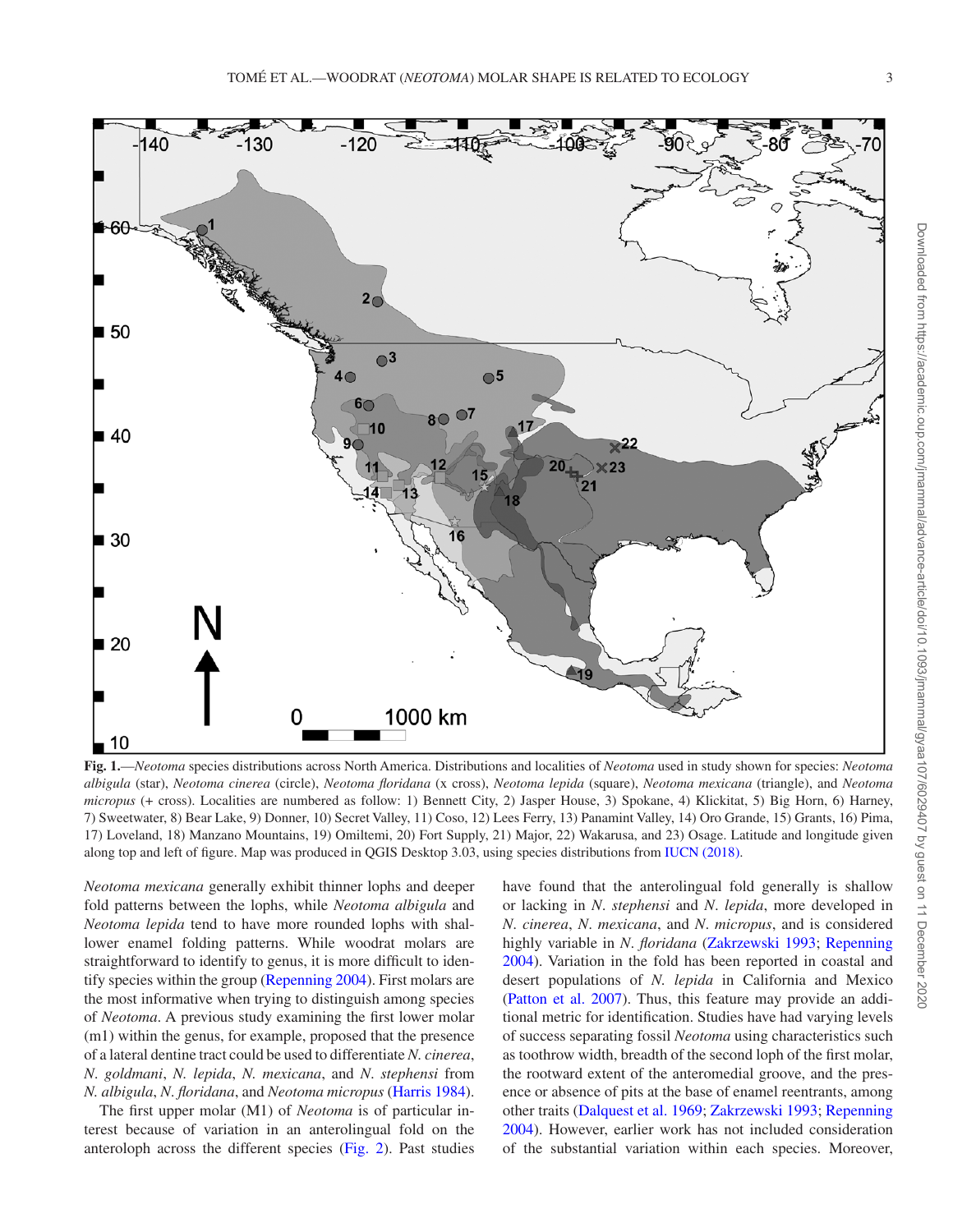**Fig. 1.**—*Neotoma* species distributions across North America. Distributions and localities of *Neotoma* used in study shown for species: *Neotoma albigula* (star), *Neotoma cinerea* (circle), *Neotoma floridana* (x cross), *Neotoma lepida* (square), *Neotoma mexicana* (triangle), and *Neotoma micropus* (+ cross). Localities are numbered as follow: 1) Bennett City, 2) Jasper House, 3) Spokane, 4) Klickitat, 5) Big Horn, 6) Harney, 7) Sweetwater, 8) Bear Lake, 9) Donner, 10) Secret Valley, 11) Coso, 12) Lees Ferry, 13) Panamint Valley, 14) Oro Grande, 15) Grants, 16) Pima, 17) Loveland, 18) Manzano Mountains, 19) Omiltemi, 20) Fort Supply, 21) Major, 22) Wakarusa, and 23) Osage. Latitude and longitude given along top and left of figure. Map was produced in QGIS Desktop 3.03, using species distributions from IUCN (2018).

*Neotoma mexicana* generally exhibit thinner lophs and deeper fold patterns between the lophs, while *Neotoma albigula* and *Neotoma lepida* tend to have more rounded lophs with shallower enamel folding patterns. While woodrat molars are straightforward to identify to genus, it is more difficult to identify species within the group (Repenning 2004). First molars are the most informative when trying to distinguish among species of *Neotoma*. A previous study examining the first lower molar (m1) within the genus, for example, proposed that the presence of a lateral dentine tract could be used to differentiate *N. cinerea*, *N. goldmani*, *N. lepida*, *N. mexicana*, and *N. stephensi* from *N. albigula*, *N. floridana*, and *Neotoma micropus* (Harris 1984).

The first upper molar (M1) of *Neotoma* is of particular interest because of variation in an anterolingual fold on the anteroloph across the different species (Fig. 2). Past studies have found that the anterolingual fold generally is shallow or lacking in *N. stephensi* and *N. lepida*, more developed in *N. cinerea*, *N. mexicana*, and *N. micropus*, and is considered highly variable in *N. floridana* (Zakrzewski 1993; Repenning 2004). Variation in the fold has been reported in coastal and desert populations of *N. lepida* in California and Mexico (Patton et al. 2007). Thus, this feature may provide an additional metric for identification. Studies have had varying levels of success separating fossil *Neotoma* using characteristics such as toothrow width, breadth of the second loph of the first molar, the rootward extent of the anteromedial groove, and the presence or absence of pits at the base of enamel reentrants, among other traits (Dalquest et al. 1969; Zakrzewski 1993; Repenning 2004). However, earlier work has not included consideration of the substantial variation within each species. Moreover,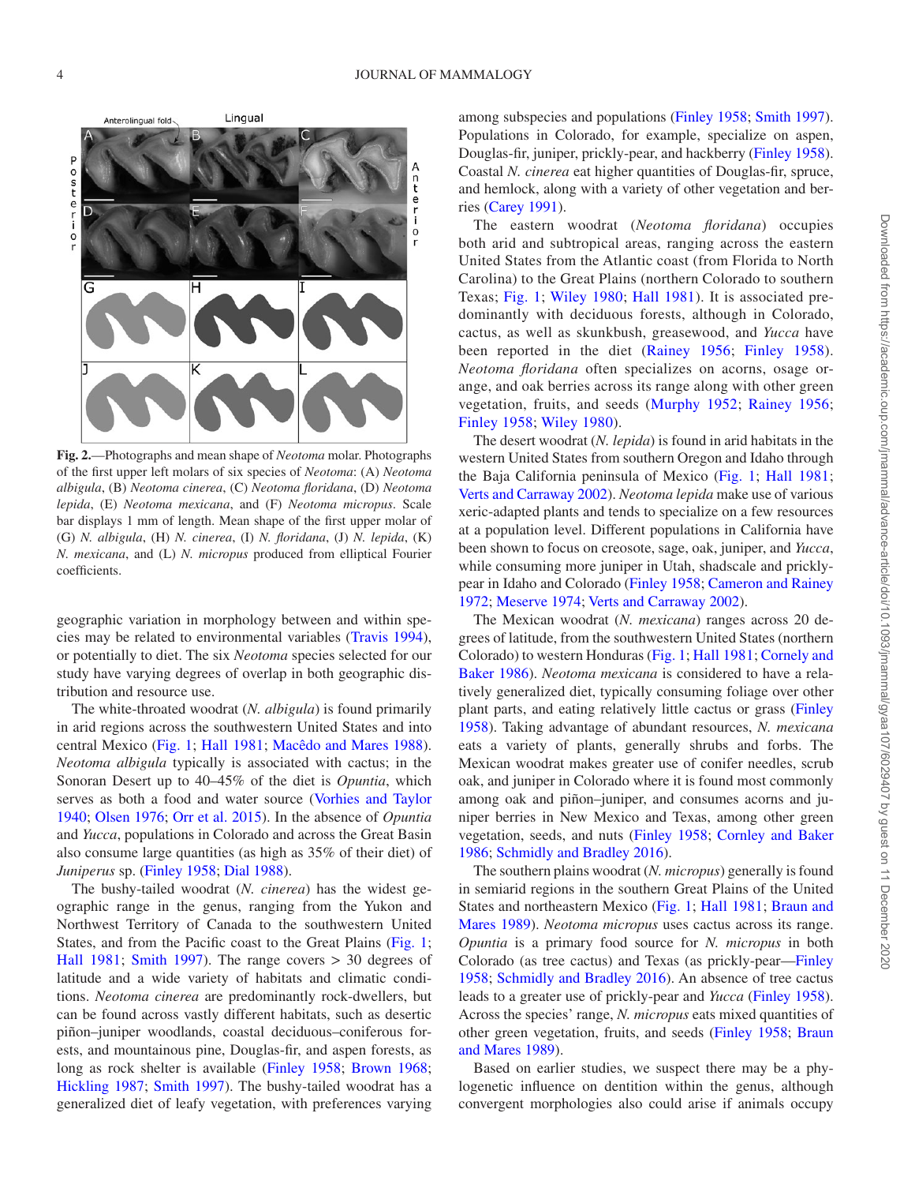**Fig. 2.**—Photographs and mean shape of *Neotoma* molar. Photographs of the first upper left molars of six species of *Neotoma*: (A) *Neotoma albigula*, (B) *Neotoma cinerea*, (C) *Neotoma floridana*, (D) *Neotoma lepida*, (E) *Neotoma mexicana*, and (F) *Neotoma micropus*. Scale bar displays 1 mm of length. Mean shape of the first upper molar of (G) *N. albigula*, (H) *N. cinerea*, (I) *N. floridana*, (J) *N. lepida*, (K) *N. mexicana*, and (L) *N. micropus* produced from elliptical Fourier coefficients.

geographic variation in morphology between and within species may be related to environmental variables (Travis 1994), or potentially to diet. The six *Neotoma* species selected for our study have varying degrees of overlap in both geographic distribution and resource use.

The white-throated woodrat (*N. albigula*) is found primarily in arid regions across the southwestern United States and into central Mexico (Fig. 1; Hall 1981; Macêdo and Mares 1988). *Neotoma albigula* typically is associated with cactus; in the Sonoran Desert up to 40–45% of the diet is *Opuntia*, which serves as both a food and water source (Vorhies and Taylor 1940; Olsen 1976; Orr et al. 2015). In the absence of *Opuntia* and *Yucca*, populations in Colorado and across the Great Basin also consume large quantities (as high as 35% of their diet) of *Juniperus* sp. (Finley 1958; Dial 1988).

The bushy-tailed woodrat (*N. cinerea*) has the widest geographic range in the genus, ranging from the Yukon and Northwest Territory of Canada to the southwestern United States, and from the Pacific coast to the Great Plains (Fig. 1; Hall 1981; Smith 1997). The range covers > 30 degrees of latitude and a wide variety of habitats and climatic conditions. *Neotoma cinerea* are predominantly rock-dwellers, but can be found across vastly different habitats, such as desertic piñon–juniper woodlands, coastal deciduous–coniferous forests, and mountainous pine, Douglas-fir, and aspen forests, as long as rock shelter is available (Finley 1958; Brown 1968; Hickling 1987; Smith 1997). The bushy-tailed woodrat has a generalized diet of leafy vegetation, with preferences varying among subspecies and populations (Finley 1958; Smith 1997). Populations in Colorado, for example, specialize on aspen, Douglas-fir, juniper, prickly-pear, and hackberry (Finley 1958). Coastal *N. cinerea* eat higher quantities of Douglas-fir, spruce, and hemlock, along with a variety of other vegetation and berries (Carey 1991).

The eastern woodrat (*Neotoma floridana*) occupies both arid and subtropical areas, ranging across the eastern United States from the Atlantic coast (from Florida to North Carolina) to the Great Plains (northern Colorado to southern Texas; Fig. 1; Wiley 1980; Hall 1981). It is associated predominantly with deciduous forests, although in Colorado, cactus, as well as skunkbush, greasewood, and *Yucca* have been reported in the diet (Rainey 1956; Finley 1958). *Neotoma floridana* often specializes on acorns, osage orange, and oak berries across its range along with other green vegetation, fruits, and seeds (Murphy 1952; Rainey 1956; Finley 1958; Wiley 1980).

The desert woodrat (*N. lepida*) is found in arid habitats in the western United States from southern Oregon and Idaho through the Baja California peninsula of Mexico (Fig. 1; Hall 1981; Verts and Carraway 2002). *Neotoma lepida* make use of various xeric-adapted plants and tends to specialize on a few resources at a population level. Different populations in California have been shown to focus on creosote, sage, oak, juniper, and *Yucca*, while consuming more juniper in Utah, shadscale and prickly-pear in Idaho and Colorado (Finley 1958; Cameron and Rainey 1972; Meserve 1974; Verts and Carraway 2002).

The Mexican woodrat (*N. mexicana*) ranges across 20 degrees of latitude, from the southwestern United States (northern Colorado) to western Honduras (Fig. 1; Hall 1981; Cornely and Baker 1986). *Neotoma mexicana* is considered to have a relatively generalized diet, typically consuming foliage over other plant parts, and eating relatively little cactus or grass (Finley 1958). Taking advantage of abundant resources, *N. mexicana* eats a variety of plants, generally shrubs and forbs. The Mexican woodrat makes greater use of conifer needles, scrub oak, and juniper in Colorado where it is found most commonly among oak and piñon–juniper, and consumes acorns and juniper berries in New Mexico and Texas, among other green vegetation, seeds, and nuts (Finley 1958; Cornley and Baker 1986; Schmidly and Bradley 2016).

The southern plains woodrat (*N. micropus*) generally is found in semiarid regions in the southern Great Plains of the United States and northeastern Mexico (Fig. 1; Hall 1981; Braun and Mares 1989). *Neotoma micropus* uses cactus across its range. *Opuntia* is a primary food source for *N. micropus* in both Colorado (as tree cactus) and Texas (as prickly-pear—Finley 1958; Schmidly and Bradley 2016). An absence of tree cactus leads to a greater use of prickly-pear and *Yucca* (Finley 1958). Across the species' range, *N. micropus* eats mixed quantities of other green vegetation, fruits, and seeds (Finley 1958; Braun and Mares 1989).

Based on earlier studies, we suspect there may be a phylogenetic influence on dentition within the genus, although convergent morphologies also could arise if animals occupy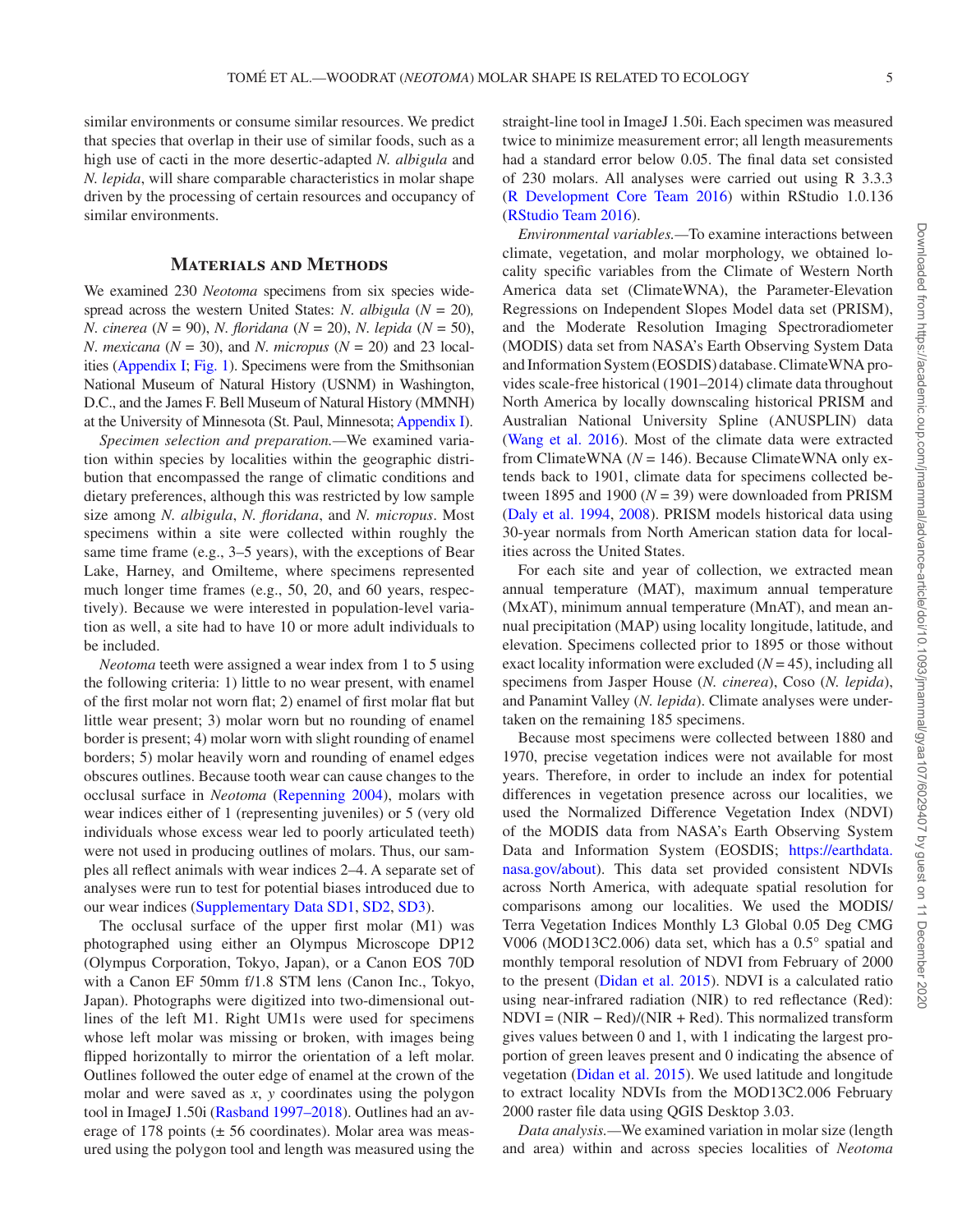similar environments or consume similar resources. We predict that species that overlap in their use of similar foods, such as a high use of cacti in the more desertic-adapted *N. albigula* and *N. lepida*, will share comparable characteristics in molar shape driven by the processing of certain resources and occupancy of similar environments.

## Materials and Methods

We examined 230 *Neotoma* specimens from six species widespread across the western United States: *N. albigula* ($N = 20$), *N. cinerea* ($N = 90$), *N. floridana* ($N = 20$), *N. lepida* ($N = 50$), *N. mexicana* ($N = 30$), and *N. micropus* ($N = 20$) and 23 localities (Appendix I; Fig. 1). Specimens were from the Smithsonian National Museum of Natural History (USNM) in Washington, D.C., and the James F. Bell Museum of Natural History (MMNH) at the University of Minnesota (St. Paul, Minnesota; Appendix I).

*Specimen selection and preparation.*—We examined variation within species by localities within the geographic distribution that encompassed the range of climatic conditions and dietary preferences, although this was restricted by low sample size among *N. albigula*, *N. floridana*, and *N. micropus*. Most specimens within a site were collected within roughly the same time frame (e.g., 3–5 years), with the exceptions of Bear Lake, Harney, and Omilteme, where specimens represented much longer time frames (e.g., 50, 20, and 60 years, respectively). Because we were interested in population-level variation as well, a site had to have 10 or more adult individuals to be included.

*Neotoma* teeth were assigned a wear index from 1 to 5 using the following criteria: 1) little to no wear present, with enamel of the first molar not worn flat; 2) enamel of first molar flat but little wear present; 3) molar worn but no rounding of enamel border is present; 4) molar worn with slight rounding of enamel borders; 5) molar heavily worn and rounding of enamel edges obscures outlines. Because tooth wear can cause changes to the occlusal surface in *Neotoma* (Repenning 2004), molars with wear indices either of 1 (representing juveniles) or 5 (very old individuals whose excess wear led to poorly articulated teeth) were not used in producing outlines of molars. Thus, our samples all reflect animals with wear indices 2–4. A separate set of analyses were run to test for potential biases introduced due to our wear indices (Supplementary Data SD1, SD2, SD3).

The occlusal surface of the upper first molar (M1) was photographed using either an Olympus Microscope DP12 (Olympus Corporation, Tokyo, Japan), or a Canon EOS 70D with a Canon EF 50mm f/1.8 STM lens (Canon Inc., Tokyo, Japan). Photographs were digitized into two-dimensional outlines of the left M1. Right UM1s were used for specimens whose left molar was missing or broken, with images being flipped horizontally to mirror the orientation of a left molar. Outlines followed the outer edge of enamel at the crown of the molar and were saved as *x*, *y* coordinates using the polygon tool in ImageJ 1.50i (Rasband 1997–2018). Outlines had an average of 178 points (± 56 coordinates). Molar area was measured using the polygon tool and length was measured using the straight-line tool in ImageJ 1.50i. Each specimen was measured twice to minimize measurement error; all length measurements had a standard error below 0.05. The final data set consisted of 230 molars. All analyses were carried out using R 3.3.3 (R Development Core Team 2016) within RStudio 1.0.136 (RStudio Team 2016).

*Environmental variables.*—To examine interactions between climate, vegetation, and molar morphology, we obtained locality specific variables from the Climate of Western North America data set (ClimateWNA), the Parameter-Elevation Regressions on Independent Slopes Model data set (PRISM), and the Moderate Resolution Imaging Spectroradiometer (MODIS) data set from NASA's Earth Observing System Data and Information System (EOSDIS) database. ClimateWNA provides scale-free historical (1901–2014) climate data throughout North America by locally downscaling historical PRISM and Australian National University Spline (ANUSPLIN) data (Wang et al. 2016). Most of the climate data were extracted from ClimateWNA ($N = 146$). Because ClimateWNA only extends back to 1901, climate data for specimens collected between 1895 and 1900 ($N = 39$) were downloaded from PRISM (Daly et al. 1994, 2008). PRISM models historical data using 30-year normals from North American station data for localities across the United States.

For each site and year of collection, we extracted mean annual temperature (MAT), maximum annual temperature (MxAT), minimum annual temperature (MnAT), and mean annual precipitation (MAP) using locality longitude, latitude, and elevation. Specimens collected prior to 1895 or those without exact locality information were excluded ($N = 45$), including all specimens from Jasper House (*N. cinerea*), Coso (*N. lepida*), and Panamint Valley (*N. lepida*). Climate analyses were undertaken on the remaining 185 specimens.

Because most specimens were collected between 1880 and 1970, precise vegetation indices were not available for most years. Therefore, in order to include an index for potential differences in vegetation presence across our localities, we used the Normalized Difference Vegetation Index (NDVI) of the MODIS data from NASA's Earth Observing System Data and Information System (EOSDIS; https://earthdata.nasa.gov/about). This data set provided consistent NDVIs across North America, with adequate spatial resolution for comparisons among our localities. We used the MODIS/Terra Vegetation Indices Monthly L3 Global 0.05 Deg CMG V006 (MOD13C2.006) data set, which has a 0.5° spatial and monthly temporal resolution of NDVI from February of 2000 to the present (Didan et al. 2015). NDVI is a calculated ratio using near-infrared radiation (NIR) to red reflectance (Red): NDVI = (NIR − Red)/(NIR + Red). This normalized transform gives values between 0 and 1, with 1 indicating the largest proportion of green leaves present and 0 indicating the absence of vegetation (Didan et al. 2015). We used latitude and longitude to extract locality NDVIs from the MOD13C2.006 February 2000 raster file data using QGIS Desktop 3.03.

*Data analysis.*—We examined variation in molar size (length and area) within and across species localities of *Neotoma*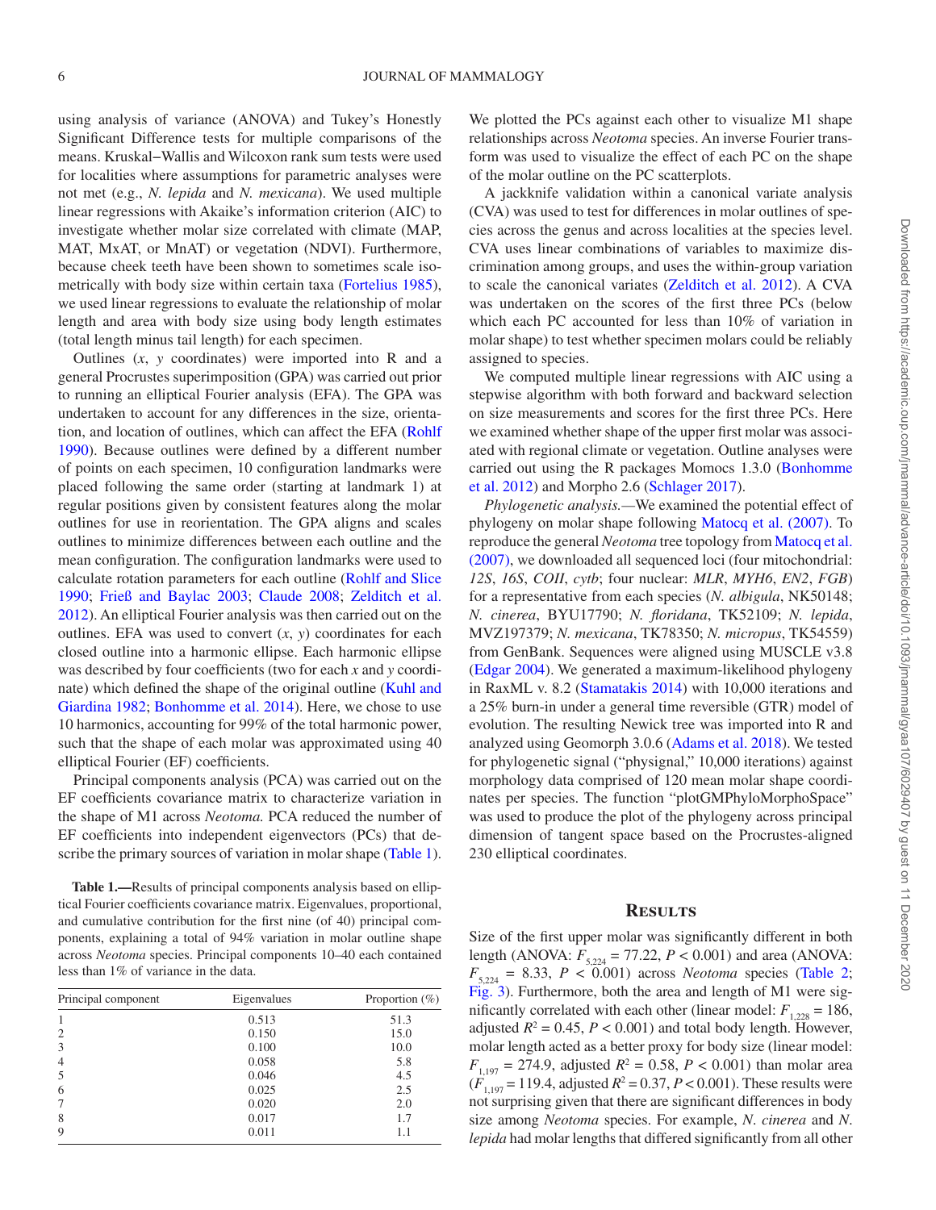using analysis of variance (ANOVA) and Tukey's Honestly Significant Difference tests for multiple comparisons of the means. Kruskal–Wallis and Wilcoxon rank sum tests were used for localities where assumptions for parametric analyses were not met (e.g., *N. lepida* and *N. mexicana*). We used multiple linear regressions with Akaike's information criterion (AIC) to investigate whether molar size correlated with climate (MAP, MAT, MxAT, or MnAT) or vegetation (NDVI). Furthermore, because cheek teeth have been shown to sometimes scale isometrically with body size within certain taxa (Fortelius 1985), we used linear regressions to evaluate the relationship of molar length and area with body size using body length estimates (total length minus tail length) for each specimen.

Outlines (*x*, *y* coordinates) were imported into R and a general Procrustes superimposition (GPA) was carried out prior to running an elliptical Fourier analysis (EFA). The GPA was undertaken to account for any differences in the size, orientation, and location of outlines, which can affect the EFA (Rohlf 1990). Because outlines were defined by a different number of points on each specimen, 10 configuration landmarks were placed following the same order (starting at landmark 1) at regular positions given by consistent features along the molar outlines for use in reorientation. The GPA aligns and scales outlines to minimize differences between each outline and the mean configuration. The configuration landmarks were used to calculate rotation parameters for each outline (Rohlf and Slice 1990; Frieß and Baylac 2003; Claude 2008; Zelditch et al. 2012). An elliptical Fourier analysis was then carried out on the outlines. EFA was used to convert (*x*, *y*) coordinates for each closed outline into a harmonic ellipse. Each harmonic ellipse was described by four coefficients (two for each *x* and *y* coordinate) which defined the shape of the original outline (Kuhl and Giardina 1982; Bonhomme et al. 2014). Here, we chose to use 10 harmonics, accounting for 99% of the total harmonic power, such that the shape of each molar was approximated using 40 elliptical Fourier (EF) coefficients.

Principal components analysis (PCA) was carried out on the EF coefficients covariance matrix to characterize variation in the shape of M1 across *Neotoma.* PCA reduced the number of EF coefficients into independent eigenvectors (PCs) that describe the primary sources of variation in molar shape (Table 1).

**Table 1.—**Results of principal components analysis based on elliptical Fourier coefficients covariance matrix. Eigenvalues, proportional, and cumulative contribution for the first nine (of 40) principal components, explaining a total of 94% variation in molar outline shape across *Neotoma* species. Principal components 10–40 each contained less than 1% of variance in the data.

| Principal component | Eigenvalues | Proportion (%) |
|---|---|---|
| 1 | 0.513 | 51.3 |
| 2 | 0.150 | 15.0 |
| 3 | 0.100 | 10.0 |
| 4 | 0.058 | 5.8 |
| 5 | 0.046 | 4.5 |
| 6 | 0.025 | 2.5 |
| 7 | 0.020 | 2.0 |
| 8 | 0.017 | 1.7 |
| 9 | 0.011 | 1.1 |

We plotted the PCs against each other to visualize M1 shape relationships across *Neotoma* species. An inverse Fourier transform was used to visualize the effect of each PC on the shape of the molar outline on the PC scatterplots.

A jackknife validation within a canonical variate analysis (CVA) was used to test for differences in molar outlines of species across the genus and across localities at the species level. CVA uses linear combinations of variables to maximize discrimination among groups, and uses the within-group variation to scale the canonical variates (Zelditch et al. 2012). A CVA was undertaken on the scores of the first three PCs (below which each PC accounted for less than 10% of variation in molar shape) to test whether specimen molars could be reliably assigned to species.

We computed multiple linear regressions with AIC using a stepwise algorithm with both forward and backward selection on size measurements and scores for the first three PCs. Here we examined whether shape of the upper first molar was associated with regional climate or vegetation. Outline analyses were carried out using the R packages Momocs 1.3.0 (Bonhomme et al. 2012) and Morpho 2.6 (Schlager 2017).

*Phylogenetic analysis.*—We examined the potential effect of phylogeny on molar shape following Matocq et al. (2007). To reproduce the general *Neotoma* tree topology from Matocq et al. (2007), we downloaded all sequenced loci (four mitochondrial: *12S*, *16S*, *COII*, *cytb*; four nuclear: *MLR*, *MYH6*, *EN2*, *FGB*) for a representative from each species (*N. albigula*, NK50148; *N. cinerea*, BYU17790; *N. floridana*, TK52109; *N. lepida*, MVZ197379; *N. mexicana*, TK78350; *N. micropus*, TK54559) from GenBank. Sequences were aligned using MUSCLE v3.8 (Edgar 2004). We generated a maximum-likelihood phylogeny in RaxML v. 8.2 (Stamatakis 2014) with 10,000 iterations and a 25% burn-in under a general time reversible (GTR) model of evolution. The resulting Newick tree was imported into R and analyzed using Geomorph 3.0.6 (Adams et al. 2018). We tested for phylogenetic signal ("physignal," 10,000 iterations) against morphology data comprised of 120 mean molar shape coordinates per species. The function "plotGMPhyloMorphoSpace" was used to produce the plot of the phylogeny across principal dimension of tangent space based on the Procrustes-aligned 230 elliptical coordinates.

## Results

Size of the first upper molar was significantly different in both length (ANOVA: $F_{5,224} = 77.22$, $P < 0.001$) and area (ANOVA: $F_{5,224} = 8.33$, $P < 0.001$) across *Neotoma* species (Table 2; Fig. 3). Furthermore, both the area and length of M1 were significantly correlated with each other (linear model: $F_{1,228} = 186$, adjusted $R^2 = 0.45$, $P < 0.001$) and total body length. However, molar length acted as a better proxy for body size (linear model: $F_{1,197} = 274.9$, adjusted $R^2 = 0.58$, $P < 0.001$) than molar area ($F_{1,197} = 119.4$, adjusted $R^2 = 0.37$, $P < 0.001$). These results were not surprising given that there are significant differences in body size among *Neotoma* species. For example, *N. cinerea* and *N. lepida* had molar lengths that differed significantly from all other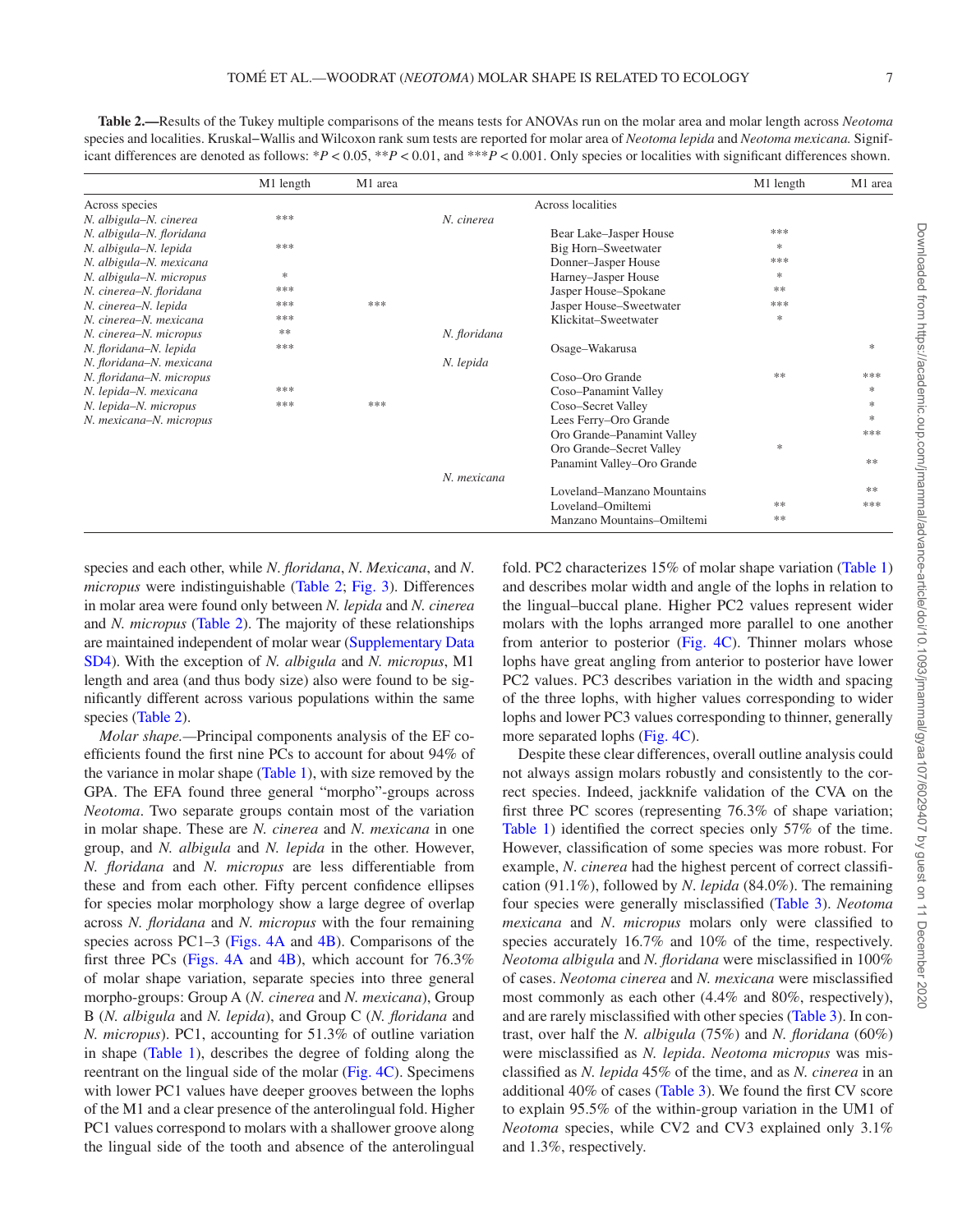**Table 2.**—Results of the Tukey multiple comparisons of the means tests for ANOVAs run on the molar area and molar length across *Neotoma* species and localities. Kruskal–Wallis and Wilcoxon rank sum tests are reported for molar area of *Neotoma lepida* and *Neotoma mexicana.* Significant differences are denoted as follows: *$P < 0.05$, **$P < 0.01$, and ***$P < 0.001$. Only species or localities with significant differences shown.

| | M1 length | M1 area |
|---|---|---|
| Across species | | |
| *N. albigula–N. cinerea* | *** | |
| *N. albigula–N. floridana* | | |
| *N. albigula–N. lepida* | *** | |
| *N. albigula–N. mexicana* | | |
| *N. albigula–N. micropus* | * | |
| *N. cinerea–N. floridana* | *** | |
| *N. cinerea–N. lepida* | *** | *** |
| *N. cinerea–N. mexicana* | *** | |
| *N. cinerea–N. micropus* | ** | |
| *N. floridana–N. lepida* | *** | |
| *N. floridana–N. mexicana* | | |
| *N. floridana–N. micropus* | | |
| *N. lepida–N. mexicana* | *** | |
| *N. lepida–N. micropus* | *** | *** |
| *N. mexicana–N. micropus* | | |

| | | M1 length | M1 area |
|---|---|---|---|
| Across localities | | | |
| *N. cinerea* | | | |
| | Bear Lake–Jasper House | *** | |
| | Big Horn–Sweetwater | * | |
| | Donner–Jasper House | *** | |
| | Harney–Jasper House | * | |
| | Jasper House–Spokane | ** | |
| | Jasper House–Sweetwater | *** | |
| | Klickitat–Sweetwater | * | |
| *N. floridana* | | | |
| | Osage–Wakarusa | | * |
| *N. lepida* | | | |
| | Coso–Oro Grande | ** | *** |
| | Coso–Panamint Valley | | * |
| | Coso–Secret Valley | | * |
| | Lees Ferry–Oro Grande | | * |
| | Oro Grande–Panamint Valley | | *** |
| | Oro Grande–Secret Valley | * | |
| | Panamint Valley–Oro Grande | | ** |
| *N. mexicana* | | | |
| | Loveland–Manzano Mountains | | ** |
| | Loveland–Omiltemi | ** | *** |
| | Manzano Mountains–Omiltemi | ** | |

species and each other, while *N. floridana*, *N. Mexicana*, and *N. micropus* were indistinguishable (Table 2; Fig. 3). Differences in molar area were found only between *N. lepida* and *N. cinerea* and *N. micropus* (Table 2). The majority of these relationships are maintained independent of molar wear (Supplementary Data SD4). With the exception of *N. albigula* and *N. micropus*, M1 length and area (and thus body size) also were found to be significantly different across various populations within the same species (Table 2).

*Molar shape.*—Principal components analysis of the EF coefficients found the first nine PCs to account for about 94% of the variance in molar shape (Table 1), with size removed by the GPA. The EFA found three general "morpho"-groups across *Neotoma*. Two separate groups contain most of the variation in molar shape. These are *N. cinerea* and *N. mexicana* in one group, and *N. albigula* and *N. lepida* in the other. However, *N. floridana* and *N. micropus* are less differentiable from these and from each other. Fifty percent confidence ellipses for species molar morphology show a large degree of overlap across *N. floridana* and *N. micropus* with the four remaining species across PC1–3 (Figs. 4A and 4B). Comparisons of the first three PCs (Figs. 4A and 4B), which account for 76.3% of molar shape variation, separate species into three general morpho-groups: Group A (*N. cinerea* and *N. mexicana*), Group B (*N. albigula* and *N. lepida*), and Group C (*N. floridana* and *N. micropus*). PC1, accounting for 51.3% of outline variation in shape (Table 1), describes the degree of folding along the reentrant on the lingual side of the molar (Fig. 4C). Specimens with lower PC1 values have deeper grooves between the lophs of the M1 and a clear presence of the anterolingual fold. Higher PC1 values correspond to molars with a shallower groove along the lingual side of the tooth and absence of the anterolingual fold. PC2 characterizes 15% of molar shape variation (Table 1) and describes molar width and angle of the lophs in relation to the lingual–buccal plane. Higher PC2 values represent wider molars with the lophs arranged more parallel to one another from anterior to posterior (Fig. 4C). Thinner molars whose lophs have great angling from anterior to posterior have lower PC2 values. PC3 describes variation in the width and spacing of the three lophs, with higher values corresponding to wider lophs and lower PC3 values corresponding to thinner, generally more separated lophs (Fig. 4C).

Despite these clear differences, overall outline analysis could not always assign molars robustly and consistently to the correct species. Indeed, jackknife validation of the CVA on the first three PC scores (representing 76.3% of shape variation; Table 1) identified the correct species only 57% of the time. However, classification of some species was more robust. For example, *N. cinerea* had the highest percent of correct classification (91.1%), followed by *N. lepida* (84.0%). The remaining four species were generally misclassified (Table 3). *Neotoma mexicana* and *N. micropus* molars only were classified to species accurately 16.7% and 10% of the time, respectively. *Neotoma albigula* and *N. floridana* were misclassified in 100% of cases. *Neotoma cinerea* and *N. mexicana* were misclassified most commonly as each other (4.4% and 80%, respectively), and are rarely misclassified with other species (Table 3). In contrast, over half the *N. albigula* (75%) and *N. floridana* (60%) were misclassified as *N. lepida*. *Neotoma micropus* was misclassified as *N. lepida* 45% of the time, and as *N. cinerea* in an additional 40% of cases (Table 3). We found the first CV score to explain 95.5% of the within-group variation in the UM1 of *Neotoma* species, while CV2 and CV3 explained only 3.1% and 1.3%, respectively.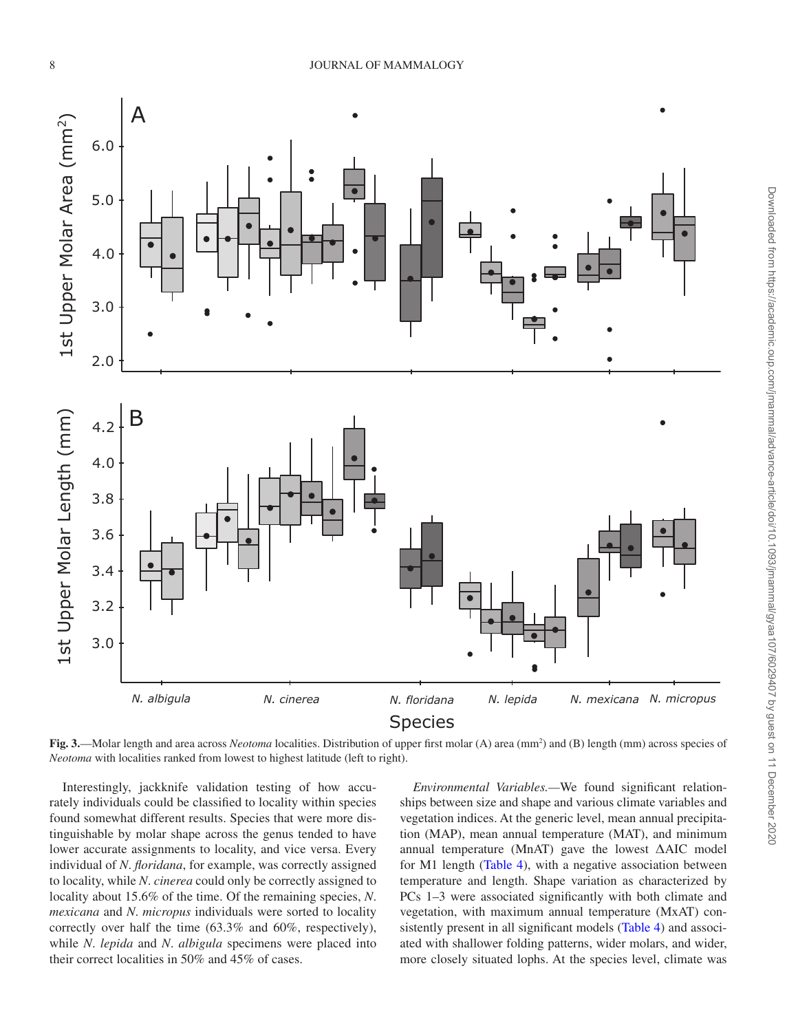**Fig. 3.**—Molar length and area across *Neotoma* localities. Distribution of upper first molar (A) area (mm$^2$) and (B) length (mm) across species of *Neotoma* with localities ranked from lowest to highest latitude (left to right).

Interestingly, jackknife validation testing of how accurately individuals could be classified to locality within species found somewhat different results. Species that were more distinguishable by molar shape across the genus tended to have lower accurate assignments to locality, and vice versa. Every individual of *N. floridana*, for example, was correctly assigned to locality, while *N. cinerea* could only be correctly assigned to locality about 15.6% of the time. Of the remaining species, *N. mexicana* and *N. micropus* individuals were sorted to locality correctly over half the time (63.3% and 60%, respectively), while *N. lepida* and *N. albigula* specimens were placed into their correct localities in 50% and 45% of cases.

*Environmental Variables.*—We found significant relationships between size and shape and various climate variables and vegetation indices. At the generic level, mean annual precipitation (MAP), mean annual temperature (MAT), and minimum annual temperature (MnAT) gave the lowest $\Delta$AIC model for M1 length (Table 4), with a negative association between temperature and length. Shape variation as characterized by PCs 1–3 were associated significantly with both climate and vegetation, with maximum annual temperature (MxAT) consistently present in all significant models (Table 4) and associated with shallower folding patterns, wider molars, and wider, more closely situated lophs. At the species level, climate was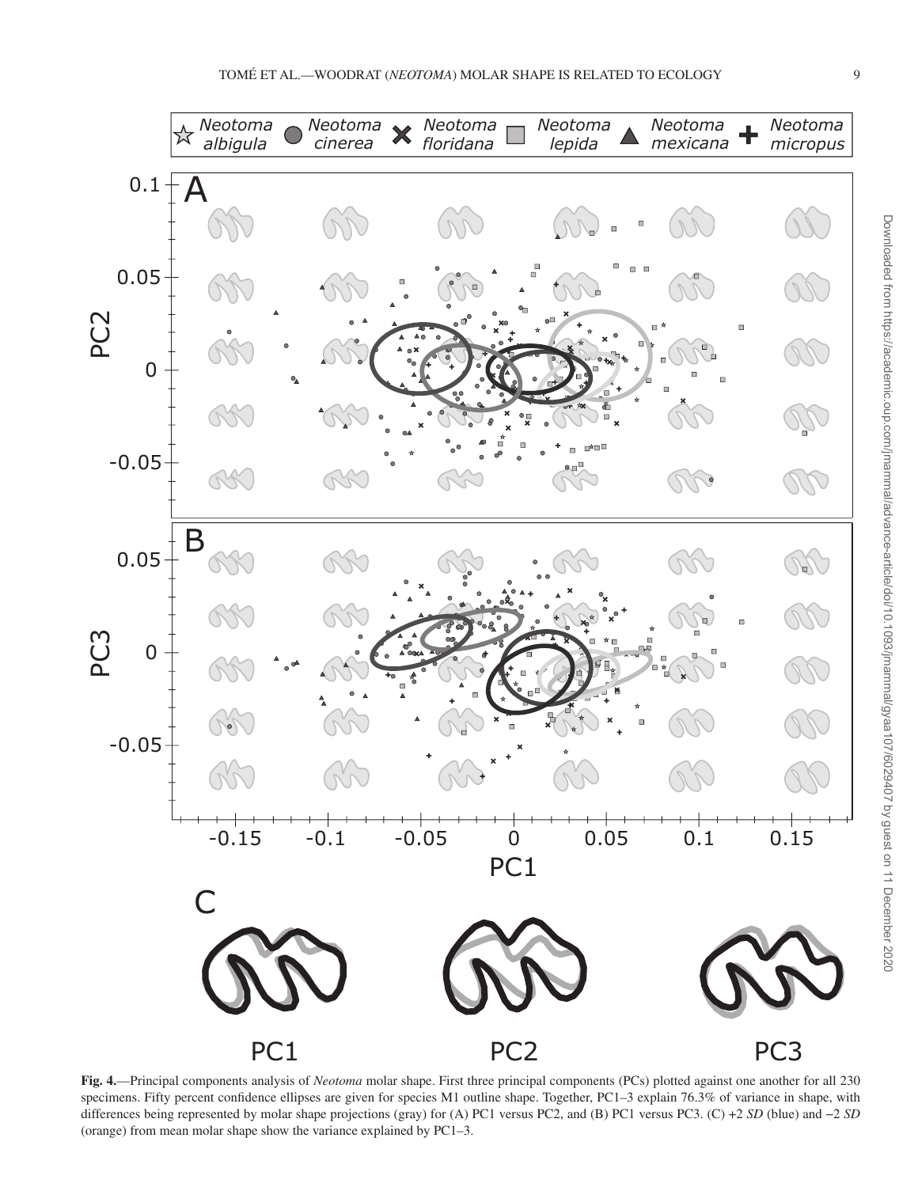**Fig. 4.**—Principal components analysis of *Neotoma* molar shape. First three principal components (PCs) plotted against one another for all 230 specimens. Fifty percent confidence ellipses are given for species M1 outline shape. Together, PC1–3 explain 76.3% of variance in shape, with differences being represented by molar shape projections (gray) for (A) PC1 versus PC2, and (B) PC1 versus PC3. (C) +2 *SD* (blue) and −2 *SD* (orange) from mean molar shape show the variance explained by PC1–3.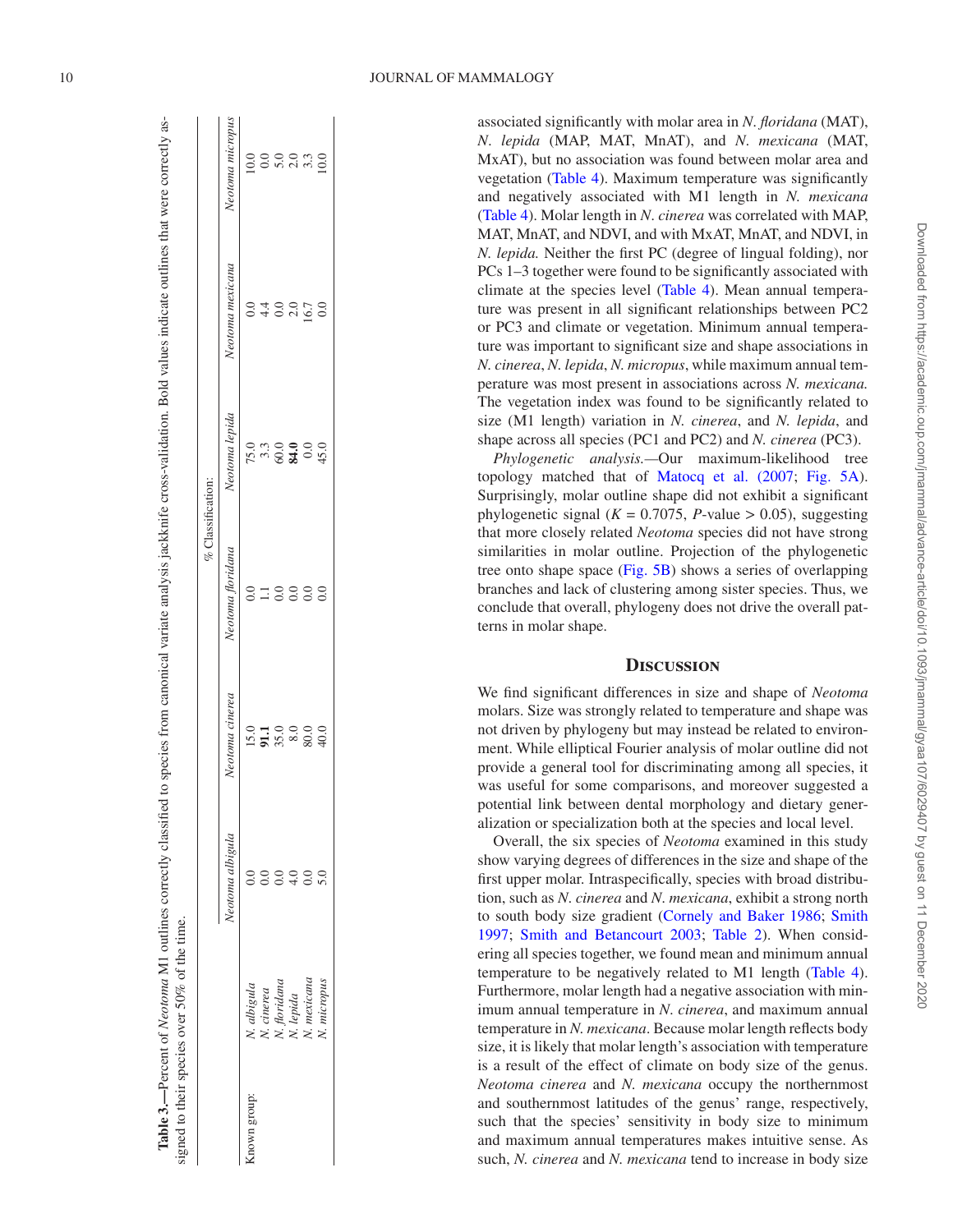**Table 3.**—Percent of *Neotoma* M1 outlines correctly classified to species from canonical variate analysis jackknife cross-validation. Bold values indicate outlines that were correctly assigned to their species over 50% of the time.

| | | % Classification: | | | | | |
|---|---|---|---|---|---|---|---|
| | | *Neotoma albigula* | *Neotoma cinerea* | *Neotoma floridana* | *Neotoma lepida* | *Neotoma mexicana* | *Neotoma micropus* |
| Known group: | *N. albigula* | 0.0 | 15.0 | 0.0 | 75.0 | 0.0 | 10.0 |
| | *N. cinerea* | 0.0 | **91.1** | 1.1 | 3.3 | 4.4 | 0.0 |
| | *N. floridana* | 0.0 | 35.0 | 0.0 | 60.0 | 0.0 | 5.0 |
| | *N. lepida* | 4.0 | 8.0 | 0.0 | **84.0** | 2.0 | 2.0 |
| | *N. mexicana* | 0.0 | 80.0 | 0.0 | 0.0 | 16.7 | 3.3 |
| | *N. micropus* | 5.0 | 40.0 | 0.0 | 45.0 | 0.0 | 10.0 |

associated significantly with molar area in *N. floridana* (MAT), *N. lepida* (MAP, MAT, MnAT), and *N. mexicana* (MAT, MxAT), but no association was found between molar area and vegetation (Table 4). Maximum temperature was significantly and negatively associated with M1 length in *N. mexicana* (Table 4). Molar length in *N. cinerea* was correlated with MAP, MAT, MnAT, and NDVI, and with MxAT, MnAT, and NDVI, in *N. lepida.* Neither the first PC (degree of lingual folding), nor PCs 1–3 together were found to be significantly associated with climate at the species level (Table 4). Mean annual temperature was present in all significant relationships between PC2 or PC3 and climate or vegetation. Minimum annual temperature was important to significant size and shape associations in *N. cinerea*, *N. lepida*, *N. micropus*, while maximum annual temperature was most present in associations across *N. mexicana.* The vegetation index was found to be significantly related to size (M1 length) variation in *N. cinerea*, and *N. lepida*, and shape across all species (PC1 and PC2) and *N. cinerea* (PC3).

*Phylogenetic analysis.*—Our maximum-likelihood tree topology matched that of Matocq et al. (2007; Fig. 5A). Surprisingly, molar outline shape did not exhibit a significant phylogenetic signal ($K = 0.7075$, $P$-value $> 0.05$), suggesting that more closely related *Neotoma* species did not have strong similarities in molar outline. Projection of the phylogenetic tree onto shape space (Fig. 5B) shows a series of overlapping branches and lack of clustering among sister species. Thus, we conclude that overall, phylogeny does not drive the overall patterns in molar shape.

## Discussion

We find significant differences in size and shape of *Neotoma* molars. Size was strongly related to temperature and shape was not driven by phylogeny but may instead be related to environment. While elliptical Fourier analysis of molar outline did not provide a general tool for discriminating among all species, it was useful for some comparisons, and moreover suggested a potential link between dental morphology and dietary generalization or specialization both at the species and local level.

Overall, the six species of *Neotoma* examined in this study show varying degrees of differences in the size and shape of the first upper molar. Intraspecifically, species with broad distribution, such as *N. cinerea* and *N. mexicana*, exhibit a strong north to south body size gradient (Cornely and Baker 1986; Smith 1997; Smith and Betancourt 2003; Table 2). When considering all species together, we found mean and minimum annual temperature to be negatively related to M1 length (Table 4). Furthermore, molar length had a negative association with minimum annual temperature in *N. cinerea*, and maximum annual temperature in *N. mexicana*. Because molar length reflects body size, it is likely that molar length's association with temperature is a result of the effect of climate on body size of the genus. *Neotoma cinerea* and *N. mexicana* occupy the northernmost and southernmost latitudes of the genus' range, respectively, such that the species' sensitivity in body size to minimum and maximum annual temperatures makes intuitive sense. As such, *N. cinerea* and *N. mexicana* tend to increase in body size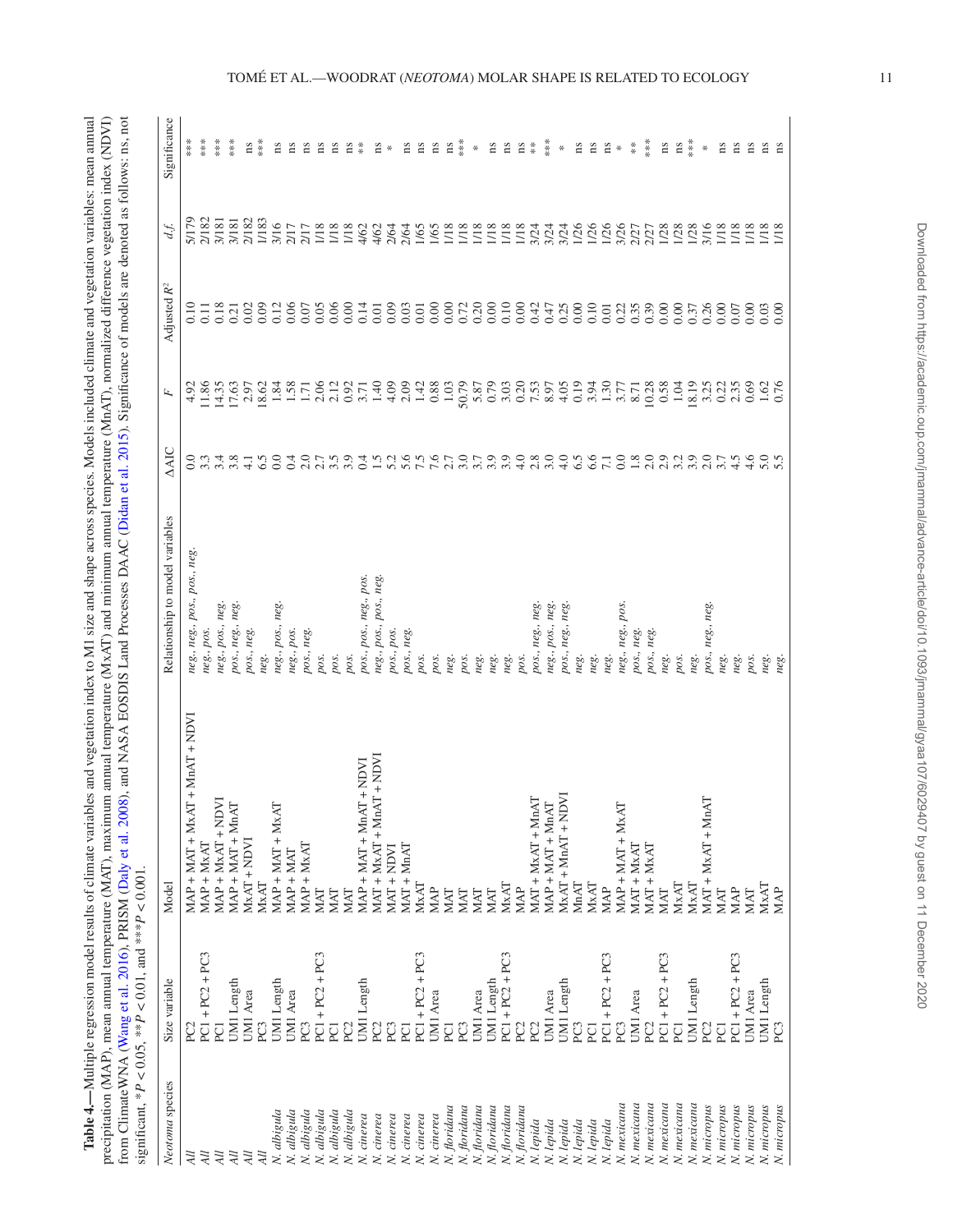**Table 4.**—Multiple regression model results of climate variables and vegetation index to M1 size and shape across species. Models included climate and vegetation variables: mean annual precipitation (MAP), mean annual temperature (MAT), maximum annual temperature (MxAT) and minimum annual temperature (MnAT), normalized difference vegetation index (NDVI) from ClimateWNA (Wang et al. 2016), PRISM (Daly et al. 2008), and NASA EOSDIS Land Processes DAAC (Didan et al. 2015). Significance of models are denoted as follows: ns, not significant, \*$P < 0.05$, \*\*$P < 0.01$, and \*\*\*$P < 0.001$.

| *Neotoma* species | Size variable | Model | Relationship to model variables | ΔAIC | *F* | Adjusted $R^2$ | *d.f.* | Significance |
|---|---|---|---|---|---|---|---|---|
| *All* | PC2 | MAP + MAT + MxAT + MnAT + NDVI | *neg., neg., pos., pos., neg.* | 0.0 | 4.92 | 0.10 | 5/179 | *** |
| *All* | PC1 + PC2 + PC3 | MAP + MxAT | *neg., pos.* | 3.3 | 11.86 | 0.11 | 2/182 | *** |
| *All* | PC1 | MAP + MAT + MxAT + NDVI | *neg., pos., pos., neg.* | 3.4 | 14.35 | 0.18 | 3/181 | *** |
| *All* | UM1 Length | MAP + MAT + MnAT | *pos., neg., neg.* | 3.8 | 17.63 | 0.21 | 3/181 | *** |
| *All* | UM1 Area | MxAT + NDVI | *pos., neg.* | 4.1 | 2.97 | 0.02 | 2/182 | ns |
| *All* | PC3 | MxAT | *neg.* | 6.5 | 18.62 | 0.09 | 1/183 | *** |
| *N. albigula* | UM1 Length | MAP + MAT + MxAT | *neg., pos., neg.* | 0.0 | 1.84 | 0.12 | 3/16 | ns |
| *N. albigula* | UM1 Area | MAP + MAT | *neg., pos.* | 0.4 | 1.58 | 0.06 | 2/17 | ns |
| *N. albigula* | PC3 | MAP + MxAT | *pos., neg.* | 2.0 | 1.71 | 0.07 | 2/17 | ns |
| *N. albigula* | PC1 + PC2 + PC3 | MAT | *pos.* | 2.7 | 2.06 | 0.05 | 1/18 | ns |
| *N. albigula* | PC1 | MAT | *pos.* | 3.5 | 2.12 | 0.06 | 1/18 | ns |
| *N. albigula* | PC2 | MAT | *pos.* | 3.9 | 0.92 | 0.00 | 1/18 | ns |
| *N. cinerea* | UM1 Length | MAP + MAT + MnAT + NDVI | *pos., pos., neg., pos.* | 0.4 | 3.71 | 0.14 | 4/62 | ** |
| *N. cinerea* | PC2 | MAT + MxAT + MnAT + NDVI | *neg., pos., pos., neg.* | 1.5 | 1.40 | 0.01 | 4/62 | ns |
| *N. cinerea* | PC3 | MAT + NDVI | *pos., pos.* | 5.2 | 4.09 | 0.09 | 2/64 | * |
| *N. cinerea* | PC1 | MAT + MnAT | *pos., neg.* | 5.6 | 2.09 | 0.03 | 2/64 | ns |
| *N. cinerea* | PC1 + PC2 + PC3 | MxAT | *pos.* | 7.5 | 1.42 | 0.01 | 1/65 | ns |
| *N. cinerea* | UM1 Area | MAP | *pos.* | 7.6 | 0.88 | 0.00 | 1/65 | ns |
| *N. floridana* | PC1 | MAT | *neg.* | 2.7 | 1.03 | 0.00 | 1/18 | ns |
| *N. floridana* | PC3 | MAT | *pos.* | 3.0 | 50.79 | 0.72 | 1/18 | *** |
| *N. floridana* | UM1 Area | MAT | *neg.* | 3.7 | 5.87 | 0.20 | 1/18 | * |
| *N. floridana* | UM1 Length | MAT | *neg.* | 3.9 | 0.79 | 0.00 | 1/18 | ns |
| *N. floridana* | PC1 + PC2 + PC3 | MxAT | *neg.* | 3.9 | 3.03 | 0.10 | 1/18 | ns |
| *N. floridana* | PC2 | MAP | *pos.* | 4.0 | 0.20 | 0.00 | 1/18 | ns |
| *N. lepida* | PC2 | MAT + MxAT + MnAT | *pos., neg., neg.* | 2.8 | 7.53 | 0.42 | 3/24 | ** |
| *N. lepida* | UM1 Area | MAP + MAT + MnAT | *neg., pos., neg.* | 3.0 | 8.97 | 0.47 | 3/24 | *** |
| *N. lepida* | UM1 Length | MxAT + MnAT + NDVI | *pos., neg., neg.* | 4.0 | 4.05 | 0.25 | 3/24 | * |
| *N. lepida* | PC3 | MnAT | *neg.* | 6.5 | 0.19 | 0.00 | 1/26 | ns |
| *N. lepida* | PC1 | MxAT | *neg.* | 6.6 | 3.94 | 0.10 | 1/26 | ns |
| *N. lepida* | PC1 + PC2 + PC3 | MAP | *neg.* | 7.1 | 1.30 | 0.01 | 1/26 | ns |
| *N. mexicana* | PC3 | MAP + MAT + MxAT | *neg., neg., pos.* | 0.0 | 3.77 | 0.22 | 3/26 | * |
| *N. mexicana* | UM1 Area | MAT + MxAT | *pos., neg.* | 1.8 | 8.71 | 0.35 | 2/27 | ** |
| *N. mexicana* | PC2 | MAT + MxAT | *pos., neg.* | 2.0 | 10.28 | 0.39 | 2/27 | *** |
| *N. mexicana* | PC1 + PC2 + PC3 | MAT | *neg.* | 2.9 | 0.58 | 0.00 | 1/28 | ns |
| *N. mexicana* | PC1 | MxAT | *pos.* | 3.2 | 1.04 | 0.00 | 1/28 | ns |
| *N. mexicana* | UM1 Length | MxAT | *neg.* | 3.9 | 18.19 | 0.37 | 1/28 | *** |
| *N. micropus* | PC2 | MAT + MxAT + MnAT | *pos., neg., neg.* | 2.0 | 3.25 | 0.26 | 3/16 | * |
| *N. micropus* | PC1 | MAT | *neg.* | 3.7 | 0.22 | 0.00 | 1/18 | ns |
| *N. micropus* | PC1 + PC2 + PC3 | MAP | *neg.* | 4.5 | 2.35 | 0.07 | 1/18 | ns |
| *N. micropus* | UM1 Area | MAT | *pos.* | 4.6 | 0.69 | 0.00 | 1/18 | ns |
| *N. micropus* | UM1 Length | MxAT | *neg.* | 5.0 | 1.62 | 0.03 | 1/18 | ns |
| *N. micropus* | PC3 | MAP | *neg.* | 5.5 | 0.76 | 0.00 | 1/18 | ns |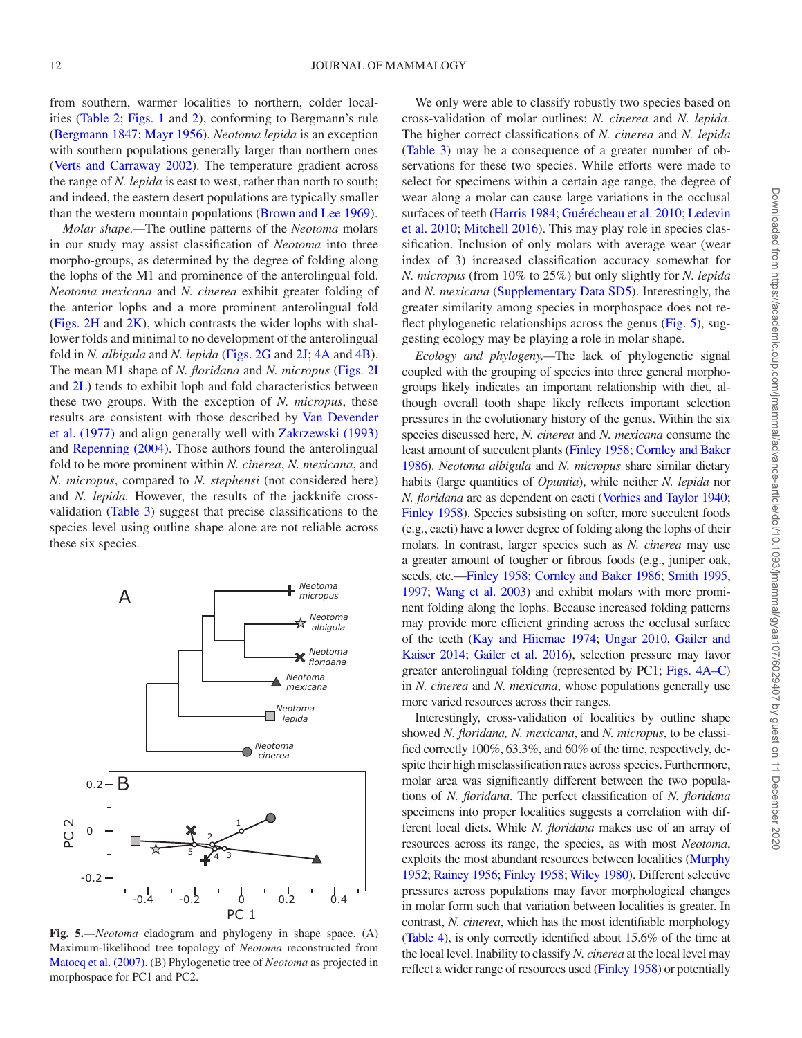from southern, warmer localities to northern, colder localities (Table 2; Figs. 1 and 2), conforming to Bergmann's rule (Bergmann 1847; Mayr 1956). *Neotoma lepida* is an exception with southern populations generally larger than northern ones (Verts and Carraway 2002). The temperature gradient across the range of *N. lepida* is east to west, rather than north to south; and indeed, the eastern desert populations are typically smaller than the western mountain populations (Brown and Lee 1969).

*Molar shape.*—The outline patterns of the *Neotoma* molars in our study may assist classification of *Neotoma* into three morpho-groups, as determined by the degree of folding along the lophs of the M1 and prominence of the anterolingual fold. *Neotoma mexicana* and *N. cinerea* exhibit greater folding of the anterior lophs and a more prominent anterolingual fold (Figs. 2H and 2K), which contrasts the wider lophs with shallower folds and minimal to no development of the anterolingual fold in *N. albigula* and *N. lepida* (Figs. 2G and 2J; 4A and 4B). The mean M1 shape of *N. floridana* and *N. micropus* (Figs. 2I and 2L) tends to exhibit loph and fold characteristics between these two groups. With the exception of *N. micropus*, these results are consistent with those described by Van Devender et al. (1977) and align generally well with Zakrzewski (1993) and Repenning (2004). Those authors found the anterolingual fold to be more prominent within *N. cinerea*, *N. mexicana*, and *N. micropus*, compared to *N. stephensi* (not considered here) and *N. lepida.* However, the results of the jackknife cross-validation (Table 3) suggest that precise classifications to the species level using outline shape alone are not reliable across these six species.

**Fig. 5.**—*Neotoma* cladogram and phylogeny in shape space. (A) Maximum-likelihood tree topology of *Neotoma* reconstructed from Matocq et al. (2007). (B) Phylogenetic tree of *Neotoma* as projected in morphospace for PC1 and PC2.

We only were able to classify robustly two species based on cross-validation of molar outlines: *N. cinerea* and *N. lepida*. The higher correct classifications of *N. cinerea* and *N. lepida* (Table 3) may be a consequence of a greater number of observations for these two species. While efforts were made to select for specimens within a certain age range, the degree of wear along a molar can cause large variations in the occlusal surfaces of teeth (Harris 1984; Guérécheau et al. 2010; Ledevin et al. 2010; Mitchell 2016). This may play role in species classification. Inclusion of only molars with average wear (wear index of 3) increased classification accuracy somewhat for *N. micropus* (from 10% to 25%) but only slightly for *N. lepida* and *N. mexicana* (Supplementary Data SD5). Interestingly, the greater similarity among species in morphospace does not reflect phylogenetic relationships across the genus (Fig. 5), suggesting ecology may be playing a role in molar shape.

*Ecology and phylogeny.*—The lack of phylogenetic signal coupled with the grouping of species into three general morphogroups likely indicates an important relationship with diet, although overall tooth shape likely reflects important selection pressures in the evolutionary history of the genus. Within the six species discussed here, *N. cinerea* and *N. mexicana* consume the least amount of succulent plants (Finley 1958; Cornley and Baker 1986). *Neotoma albigula* and *N. micropus* share similar dietary habits (large quantities of *Opuntia*), while neither *N. lepida* nor *N. floridana* are as dependent on cacti (Vorhies and Taylor 1940; Finley 1958). Species subsisting on softer, more succulent foods (e.g., cacti) have a lower degree of folding along the lophs of their molars. In contrast, larger species such as *N. cinerea* may use a greater amount of tougher or fibrous foods (e.g., juniper oak, seeds, etc.—Finley 1958; Cornley and Baker 1986; Smith 1995, 1997; Wang et al. 2003) and exhibit molars with more prominent folding along the lophs. Because increased folding patterns may provide more efficient grinding across the occlusal surface of the teeth (Kay and Hiiemae 1974; Ungar 2010, Gailer and Kaiser 2014; Gailer et al. 2016), selection pressure may favor greater anterolingual folding (represented by PC1; Figs. 4A–C) in *N. cinerea* and *N. mexicana*, whose populations generally use more varied resources across their ranges.

Interestingly, cross-validation of localities by outline shape showed *N. floridana, N. mexicana*, and *N. micropus*, to be classified correctly 100%, 63.3%, and 60% of the time, respectively, despite their high misclassification rates across species. Furthermore, molar area was significantly different between the two populations of *N. floridana*. The perfect classification of *N. floridana* specimens into proper localities suggests a correlation with different local diets. While *N. floridana* makes use of an array of resources across its range, the species, as with most *Neotoma*, exploits the most abundant resources between localities (Murphy 1952; Rainey 1956; Finley 1958; Wiley 1980). Different selective pressures across populations may favor morphological changes in molar form such that variation between localities is greater. In contrast, *N. cinerea*, which has the most identifiable morphology (Table 4), is only correctly identified about 15.6% of the time at the local level. Inability to classify *N. cinerea* at the local level may reflect a wider range of resources used (Finley 1958) or potentially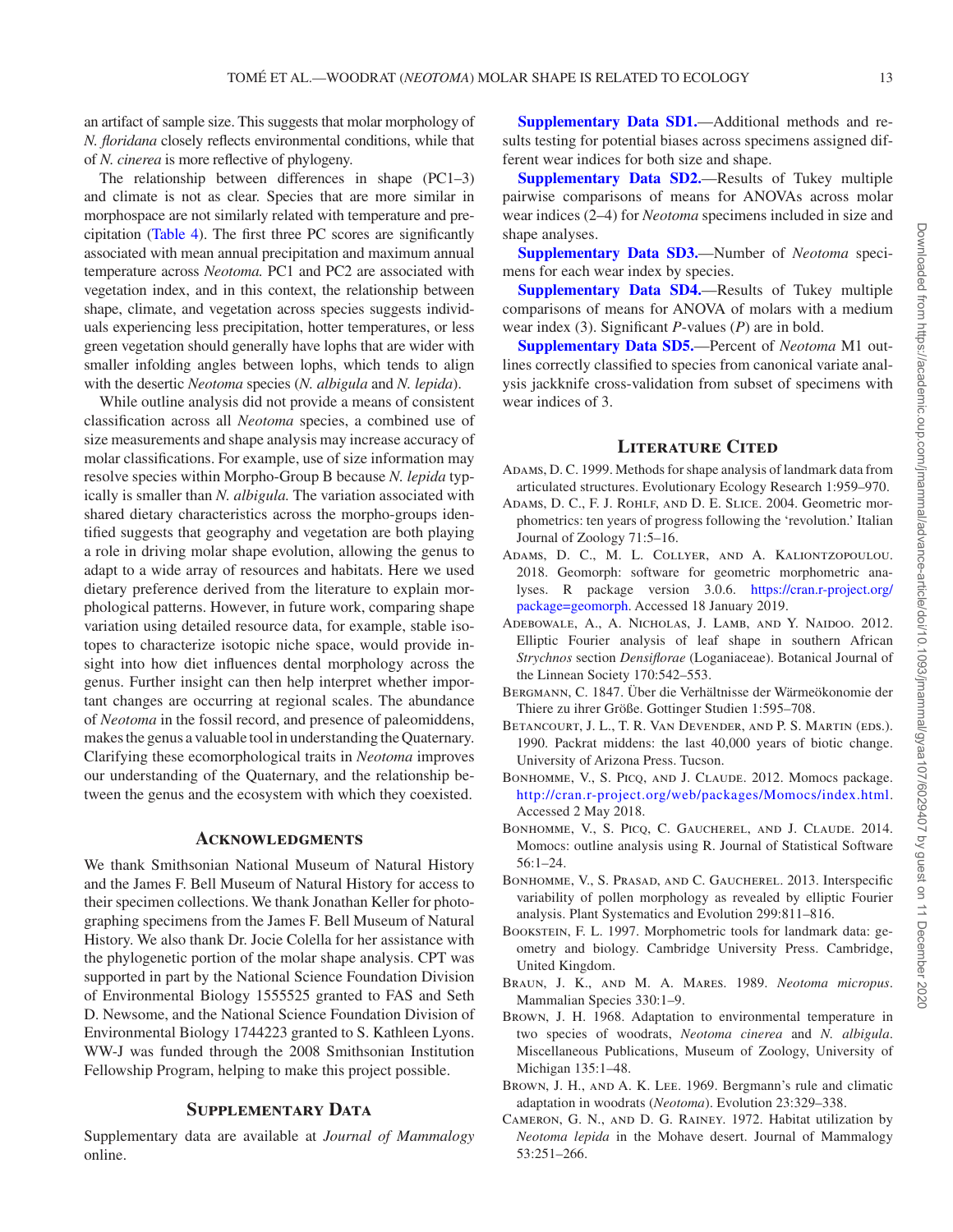an artifact of sample size. This suggests that molar morphology of *N. floridana* closely reflects environmental conditions, while that of *N. cinerea* is more reflective of phylogeny.

The relationship between differences in shape (PC1–3) and climate is not as clear. Species that are more similar in morphospace are not similarly related with temperature and precipitation (Table 4). The first three PC scores are significantly associated with mean annual precipitation and maximum annual temperature across *Neotoma.* PC1 and PC2 are associated with vegetation index, and in this context, the relationship between shape, climate, and vegetation across species suggests individuals experiencing less precipitation, hotter temperatures, or less green vegetation should generally have lophs that are wider with smaller infolding angles between lophs, which tends to align with the desertic *Neotoma* species (*N. albigula* and *N. lepida*).

While outline analysis did not provide a means of consistent classification across all *Neotoma* species, a combined use of size measurements and shape analysis may increase accuracy of molar classifications. For example, use of size information may resolve species within Morpho-Group B because *N. lepida* typically is smaller than *N. albigula.* The variation associated with shared dietary characteristics across the morpho-groups identified suggests that geography and vegetation are both playing a role in driving molar shape evolution, allowing the genus to adapt to a wide array of resources and habitats. Here we used dietary preference derived from the literature to explain morphological patterns. However, in future work, comparing shape variation using detailed resource data, for example, stable isotopes to characterize isotopic niche space, would provide insight into how diet influences dental morphology across the genus. Further insight can then help interpret whether important changes are occurring at regional scales. The abundance of *Neotoma* in the fossil record, and presence of paleomiddens, makes the genus a valuable tool in understanding the Quaternary. Clarifying these ecomorphological traits in *Neotoma* improves our understanding of the Quaternary, and the relationship between the genus and the ecosystem with which they coexisted.

## Acknowledgments

We thank Smithsonian National Museum of Natural History and the James F. Bell Museum of Natural History for access to their specimen collections. We thank Jonathan Keller for photographing specimens from the James F. Bell Museum of Natural History. We also thank Dr. Jocie Colella for her assistance with the phylogenetic portion of the molar shape analysis. CPT was supported in part by the National Science Foundation Division of Environmental Biology 1555525 granted to FAS and Seth D. Newsome, and the National Science Foundation Division of Environmental Biology 1744223 granted to S. Kathleen Lyons. WW-J was funded through the 2008 Smithsonian Institution Fellowship Program, helping to make this project possible.

## Supplementary Data

Supplementary data are available at *Journal of Mammalogy* online.

**Supplementary Data SD1.**—Additional methods and results testing for potential biases across specimens assigned different wear indices for both size and shape.

**Supplementary Data SD2.**—Results of Tukey multiple pairwise comparisons of means for ANOVAs across molar wear indices (2–4) for *Neotoma* specimens included in size and shape analyses.

**Supplementary Data SD3.**—Number of *Neotoma* specimens for each wear index by species.

**Supplementary Data SD4.**—Results of Tukey multiple comparisons of means for ANOVA of molars with a medium wear index (3). Significant *P*-values (*P*) are in bold.

**Supplementary Data SD5.**—Percent of *Neotoma* M1 outlines correctly classified to species from canonical variate analysis jackknife cross-validation from subset of specimens with wear indices of 3.

## Literature Cited

Adams, D. C. 1999. Methods for shape analysis of landmark data from articulated structures. Evolutionary Ecology Research 1:959–970.

Adams, D. C., F. J. Rohlf, and D. E. Slice. 2004. Geometric morphometrics: ten years of progress following the 'revolution.' Italian Journal of Zoology 71:5–16.

Adams, D. C., M. L. Collyer, and A. Kaliontzopoulou. 2018. Geomorph: software for geometric morphometric analyses. R package version 3.0.6. https://cran.r-project.org/package=geomorph. Accessed 18 January 2019.

Adebowale, A., A. Nicholas, J. Lamb, and Y. Naidoo. 2012. Elliptic Fourier analysis of leaf shape in southern African *Strychnos* section *Densiflorae* (Loganiaceae). Botanical Journal of the Linnean Society 170:542–553.

Bergmann, C. 1847. Über die Verhältnisse der Wärmeökonomie der Thiere zu ihrer Größe. Gottinger Studien 1:595–708.

Betancourt, J. L., T. R. Van Devender, and P. S. Martin (eds.). 1990. Packrat middens: the last 40,000 years of biotic change. University of Arizona Press. Tucson.

Bonhomme, V., S. Picq, and J. Claude. 2012. Momocs package. http://cran.r-project.org/web/packages/Momocs/index.html. Accessed 2 May 2018.

Bonhomme, V., S. Picq, C. Gaucherel, and J. Claude. 2014. Momocs: outline analysis using R. Journal of Statistical Software 56:1–24.

Bonhomme, V., S. Prasad, and C. Gaucherel. 2013. Interspecific variability of pollen morphology as revealed by elliptic Fourier analysis. Plant Systematics and Evolution 299:811–816.

Bookstein, F. L. 1997. Morphometric tools for landmark data: geometry and biology. Cambridge University Press. Cambridge, United Kingdom.

Braun, J. K., and M. A. Mares. 1989. *Neotoma micropus*. Mammalian Species 330:1–9.

Brown, J. H. 1968. Adaptation to environmental temperature in two species of woodrats, *Neotoma cinerea* and *N. albigula*. Miscellaneous Publications, Museum of Zoology, University of Michigan 135:1–48.

Brown, J. H., and A. K. Lee. 1969. Bergmann's rule and climatic adaptation in woodrats (*Neotoma*). Evolution 23:329–338.

Cameron, G. N., and D. G. Rainey. 1972. Habitat utilization by *Neotoma lepida* in the Mohave desert. Journal of Mammalogy 53:251–266.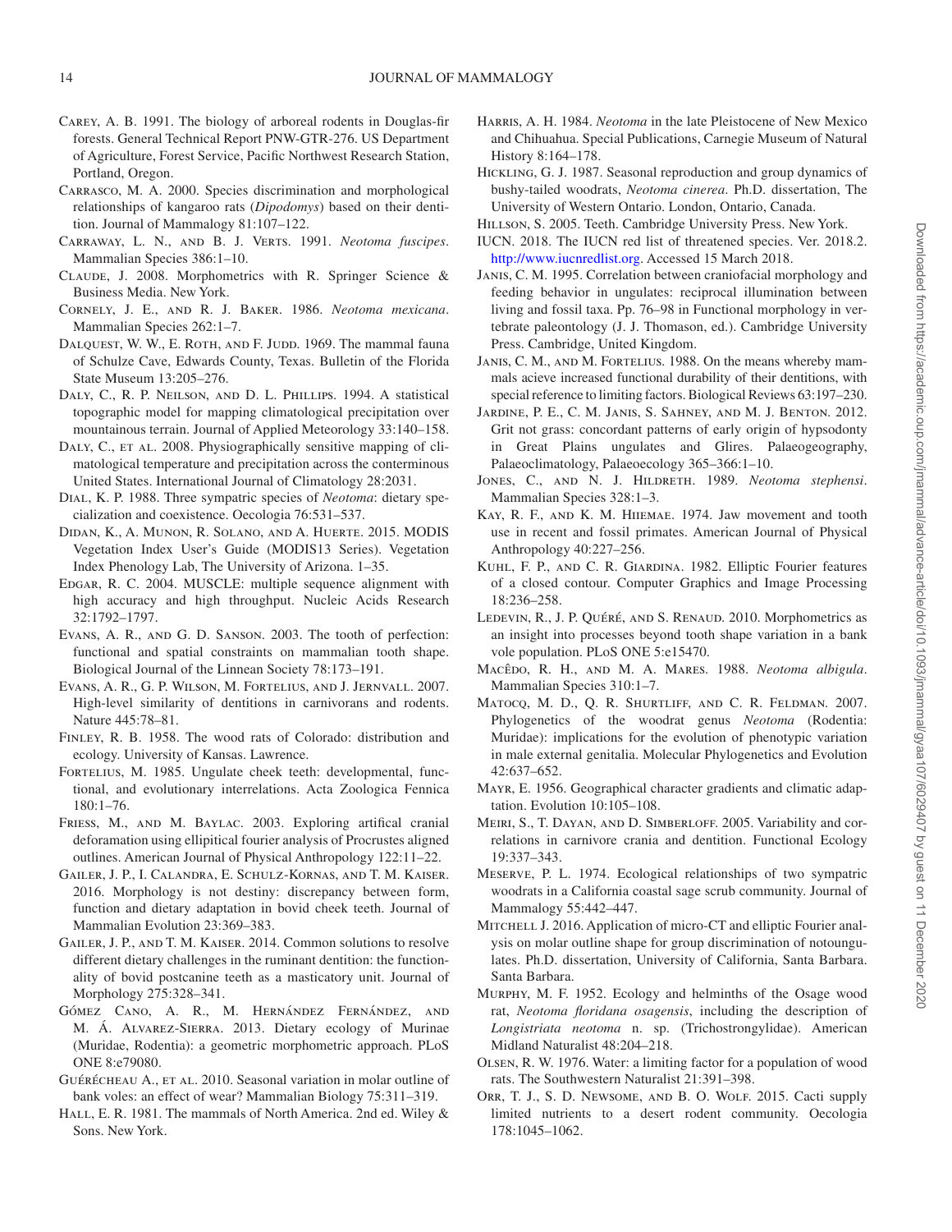Carey, A. B. 1991. The biology of arboreal rodents in Douglas-fir forests. General Technical Report PNW-GTR-276. US Department of Agriculture, Forest Service, Pacific Northwest Research Station, Portland, Oregon.

Carrasco, M. A. 2000. Species discrimination and morphological relationships of kangaroo rats (*Dipodomys*) based on their dentition. Journal of Mammalogy 81:107–122.

Carraway, L. N., and B. J. Verts. 1991. *Neotoma fuscipes*. Mammalian Species 386:1–10.

Claude, J. 2008. Morphometrics with R. Springer Science & Business Media. New York.

Cornely, J. E., and R. J. Baker. 1986. *Neotoma mexicana*. Mammalian Species 262:1–7.

Dalquest, W. W., E. Roth, and F. Judd. 1969. The mammal fauna of Schulze Cave, Edwards County, Texas. Bulletin of the Florida State Museum 13:205–276.

Daly, C., R. P. Neilson, and D. L. Phillips. 1994. A statistical topographic model for mapping climatological precipitation over mountainous terrain. Journal of Applied Meteorology 33:140–158.

Daly, C., et al. 2008. Physiographically sensitive mapping of climatological temperature and precipitation across the conterminous United States. International Journal of Climatology 28:2031.

Dial, K. P. 1988. Three sympatric species of *Neotoma*: dietary specialization and coexistence. Oecologia 76:531–537.

Didan, K., A. Munon, R. Solano, and A. Huerte. 2015. MODIS Vegetation Index User's Guide (MODIS13 Series). Vegetation Index Phenology Lab, The University of Arizona. 1–35.

Edgar, R. C. 2004. MUSCLE: multiple sequence alignment with high accuracy and high throughput. Nucleic Acids Research 32:1792–1797.

Evans, A. R., and G. D. Sanson. 2003. The tooth of perfection: functional and spatial constraints on mammalian tooth shape. Biological Journal of the Linnean Society 78:173–191.

Evans, A. R., G. P. Wilson, M. Fortelius, and J. Jernvall. 2007. High-level similarity of dentitions in carnivorans and rodents. Nature 445:78–81.

Finley, R. B. 1958. The wood rats of Colorado: distribution and ecology. University of Kansas. Lawrence.

Fortelius, M. 1985. Ungulate cheek teeth: developmental, functional, and evolutionary interrelations. Acta Zoologica Fennica 180:1–76.

Friess, M., and M. Baylac. 2003. Exploring artifical cranial deforamation using ellipitical fourier analysis of Procrustes aligned outlines. American Journal of Physical Anthropology 122:11–22.

Gailer, J. P., I. Calandra, E. Schulz-Kornas, and T. M. Kaiser. 2016. Morphology is not destiny: discrepancy between form, function and dietary adaptation in bovid cheek teeth. Journal of Mammalian Evolution 23:369–383.

Gailer, J. P., and T. M. Kaiser. 2014. Common solutions to resolve different dietary challenges in the ruminant dentition: the functionality of bovid postcanine teeth as a masticatory unit. Journal of Morphology 275:328–341.

Gómez Cano, A. R., M. Hernández Fernández, and M. Á. Alvarez-Sierra. 2013. Dietary ecology of Murinae (Muridae, Rodentia): a geometric morphometric approach. PLoS ONE 8:e79080.

Guérécheau A., et al. 2010. Seasonal variation in molar outline of bank voles: an effect of wear? Mammalian Biology 75:311–319.

Hall, E. R. 1981. The mammals of North America. 2nd ed. Wiley & Sons. New York.

Harris, A. H. 1984. *Neotoma* in the late Pleistocene of New Mexico and Chihuahua. Special Publications, Carnegie Museum of Natural History 8:164–178.

Hickling, G. J. 1987. Seasonal reproduction and group dynamics of bushy-tailed woodrats, *Neotoma cinerea*. Ph.D. dissertation, The University of Western Ontario. London, Ontario, Canada.

Hillson, S. 2005. Teeth. Cambridge University Press. New York.

IUCN. 2018. The IUCN red list of threatened species. Ver. 2018.2. http://www.iucnredlist.org. Accessed 15 March 2018.

Janis, C. M. 1995. Correlation between craniofacial morphology and feeding behavior in ungulates: reciprocal illumination between living and fossil taxa. Pp. 76–98 in Functional morphology in vertebrate paleontology (J. J. Thomason, ed.). Cambridge University Press. Cambridge, United Kingdom.

Janis, C. M., and M. Fortelius. 1988. On the means whereby mammals acieve increased functional durability of their dentitions, with special reference to limiting factors. Biological Reviews 63:197–230.

Jardine, P. E., C. M. Janis, S. Sahney, and M. J. Benton. 2012. Grit not grass: concordant patterns of early origin of hypsodonty in Great Plains ungulates and Glires. Palaeogeography, Palaeoclimatology, Palaeoecology 365–366:1–10.

Jones, C., and N. J. Hildreth. 1989. *Neotoma stephensi*. Mammalian Species 328:1–3.

Kay, R. F., and K. M. Hiiemae. 1974. Jaw movement and tooth use in recent and fossil primates. American Journal of Physical Anthropology 40:227–256.

Kuhl, F. P., and C. R. Giardina. 1982. Elliptic Fourier features of a closed contour. Computer Graphics and Image Processing 18:236–258.

Ledevin, R., J. P. Quéré, and S. Renaud. 2010. Morphometrics as an insight into processes beyond tooth shape variation in a bank vole population. PLoS ONE 5:e15470.

Macêdo, R. H., and M. A. Mares. 1988. *Neotoma albigula*. Mammalian Species 310:1–7.

Matocq, M. D., Q. R. Shurtliff, and C. R. Feldman. 2007. Phylogenetics of the woodrat genus *Neotoma* (Rodentia: Muridae): implications for the evolution of phenotypic variation in male external genitalia. Molecular Phylogenetics and Evolution 42:637–652.

Mayr, E. 1956. Geographical character gradients and climatic adaptation. Evolution 10:105–108.

Meiri, S., T. Dayan, and D. Simberloff. 2005. Variability and correlations in carnivore crania and dentition. Functional Ecology 19:337–343.

Meserve, P. L. 1974. Ecological relationships of two sympatric woodrats in a California coastal sage scrub community. Journal of Mammalogy 55:442–447.

Mitchell J. 2016. Application of micro-CT and elliptic Fourier analysis on molar outline shape for group discrimination of notoungulates. Ph.D. dissertation, University of California, Santa Barbara. Santa Barbara.

Murphy, M. F. 1952. Ecology and helminths of the Osage wood rat, *Neotoma floridana osagensis*, including the description of *Longistriata neotoma* n. sp. (Trichostrongylidae). American Midland Naturalist 48:204–218.

Olsen, R. W. 1976. Water: a limiting factor for a population of wood rats. The Southwestern Naturalist 21:391–398.

Orr, T. J., S. D. Newsome, and B. O. Wolf. 2015. Cacti supply limited nutrients to a desert rodent community. Oecologia 178:1045–1062.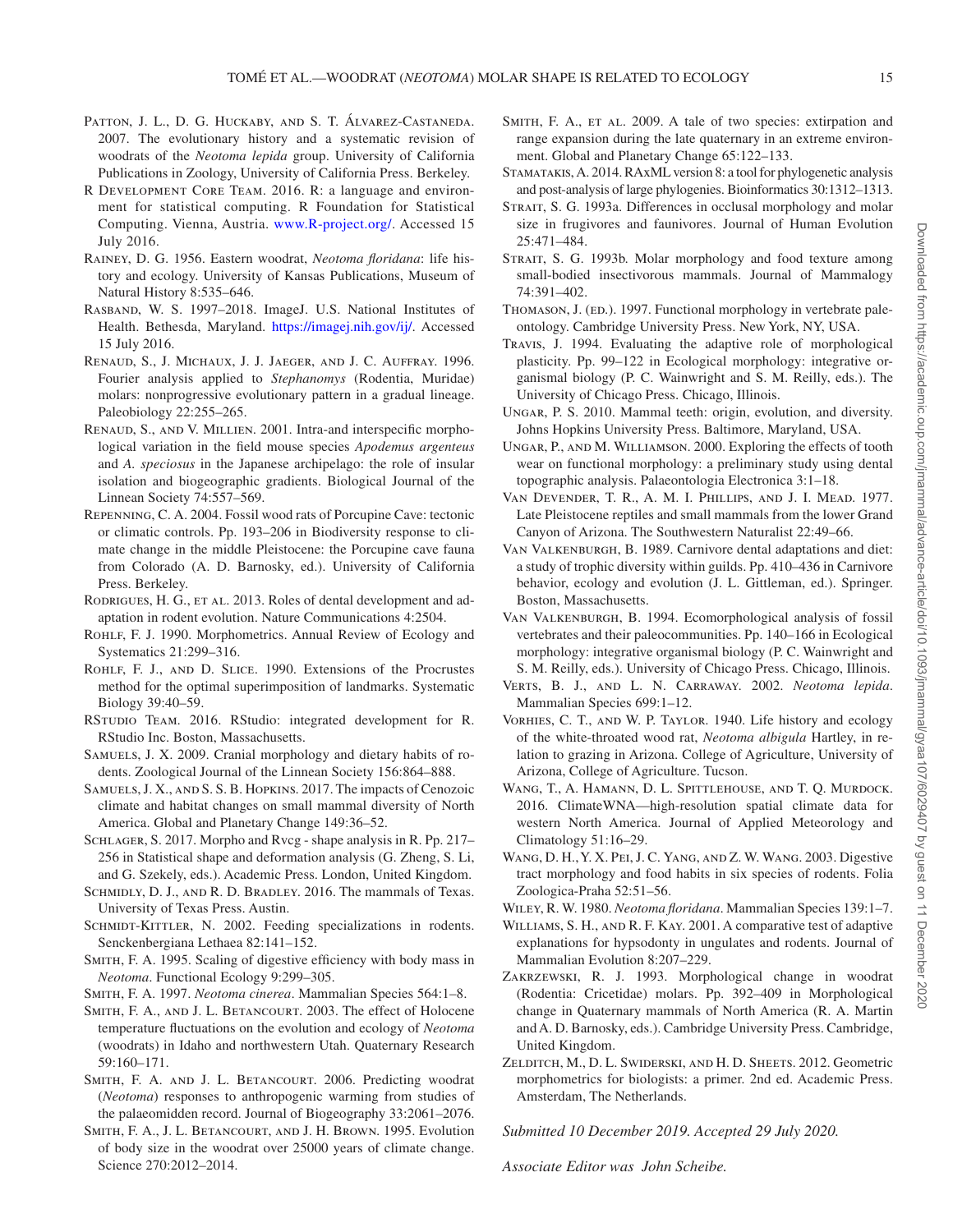Patton, J. L., D. G. Huckaby, and S. T. Álvarez-Castaneda. 2007. The evolutionary history and a systematic revision of woodrats of the *Neotoma lepida* group. University of California Publications in Zoology, University of California Press. Berkeley.

R Development Core Team. 2016. R: a language and environment for statistical computing. R Foundation for Statistical Computing. Vienna, Austria. www.R-project.org/. Accessed 15 July 2016.

Rainey, D. G. 1956. Eastern woodrat, *Neotoma floridana*: life history and ecology. University of Kansas Publications, Museum of Natural History 8:535–646.

Rasband, W. S. 1997–2018. ImageJ. U.S. National Institutes of Health. Bethesda, Maryland. https://imagej.nih.gov/ij/. Accessed 15 July 2016.

Renaud, S., J. Michaux, J. J. Jaeger, and J. C. Auffray. 1996. Fourier analysis applied to *Stephanomys* (Rodentia, Muridae) molars: nonprogressive evolutionary pattern in a gradual lineage. Paleobiology 22:255–265.

Renaud, S., and V. Millien. 2001. Intra-and interspecific morphological variation in the field mouse species *Apodemus argenteus* and *A. speciosus* in the Japanese archipelago: the role of insular isolation and biogeographic gradients. Biological Journal of the Linnean Society 74:557–569.

Repenning, C. A. 2004. Fossil wood rats of Porcupine Cave: tectonic or climatic controls. Pp. 193–206 in Biodiversity response to climate change in the middle Pleistocene: the Porcupine cave fauna from Colorado (A. D. Barnosky, ed.). University of California Press. Berkeley.

Rodrigues, H. G., et al. 2013. Roles of dental development and adaptation in rodent evolution. Nature Communications 4:2504.

Rohlf, F. J. 1990. Morphometrics. Annual Review of Ecology and Systematics 21:299–316.

Rohlf, F. J., and D. Slice. 1990. Extensions of the Procrustes method for the optimal superimposition of landmarks. Systematic Biology 39:40–59.

RStudio Team. 2016. RStudio: integrated development for R. RStudio Inc. Boston, Massachusetts.

Samuels, J. X. 2009. Cranial morphology and dietary habits of rodents. Zoological Journal of the Linnean Society 156:864–888.

Samuels, J. X., and S. S. B. Hopkins. 2017. The impacts of Cenozoic climate and habitat changes on small mammal diversity of North America. Global and Planetary Change 149:36–52.

Schlager, S. 2017. Morpho and Rvcg - shape analysis in R. Pp. 217–256 in Statistical shape and deformation analysis (G. Zheng, S. Li, and G. Szekely, eds.). Academic Press. London, United Kingdom.

Schmidly, D. J., and R. D. Bradley. 2016. The mammals of Texas. University of Texas Press. Austin.

Schmidt-Kittler, N. 2002. Feeding specializations in rodents. Senckenbergiana Lethaea 82:141–152.

Smith, F. A. 1995. Scaling of digestive efficiency with body mass in *Neotoma*. Functional Ecology 9:299–305.

Smith, F. A. 1997. *Neotoma cinerea*. Mammalian Species 564:1–8.

Smith, F. A., and J. L. Betancourt. 2003. The effect of Holocene temperature fluctuations on the evolution and ecology of *Neotoma* (woodrats) in Idaho and northwestern Utah. Quaternary Research 59:160–171.

Smith, F. A. and J. L. Betancourt. 2006. Predicting woodrat (*Neotoma*) responses to anthropogenic warming from studies of the palaeomidden record. Journal of Biogeography 33:2061–2076.

Smith, F. A., J. L. Betancourt, and J. H. Brown. 1995. Evolution of body size in the woodrat over 25000 years of climate change. Science 270:2012–2014.

Smith, F. A., et al. 2009. A tale of two species: extirpation and range expansion during the late quaternary in an extreme environment. Global and Planetary Change 65:122–133.

Stamatakis, A. 2014. RAxML version 8: a tool for phylogenetic analysis and post-analysis of large phylogenies. Bioinformatics 30:1312–1313.

Strait, S. G. 1993a. Differences in occlusal morphology and molar size in frugivores and faunivores. Journal of Human Evolution 25:471–484.

Strait, S. G. 1993b. Molar morphology and food texture among small-bodied insectivorous mammals. Journal of Mammalogy 74:391–402.

Thomason, J. (ed.). 1997. Functional morphology in vertebrate paleontology. Cambridge University Press. New York, NY, USA.

Travis, J. 1994. Evaluating the adaptive role of morphological plasticity. Pp. 99–122 in Ecological morphology: integrative organismal biology (P. C. Wainwright and S. M. Reilly, eds.). The University of Chicago Press. Chicago, Illinois.

Ungar, P. S. 2010. Mammal teeth: origin, evolution, and diversity. Johns Hopkins University Press. Baltimore, Maryland, USA.

Ungar, P., and M. Williamson. 2000. Exploring the effects of tooth wear on functional morphology: a preliminary study using dental topographic analysis. Palaeontologia Electronica 3:1–18.

Van Devender, T. R., A. M. I. Phillips, and J. I. Mead. 1977. Late Pleistocene reptiles and small mammals from the lower Grand Canyon of Arizona. The Southwestern Naturalist 22:49–66.

Van Valkenburgh, B. 1989. Carnivore dental adaptations and diet: a study of trophic diversity within guilds. Pp. 410–436 in Carnivore behavior, ecology and evolution (J. L. Gittleman, ed.). Springer. Boston, Massachusetts.

Van Valkenburgh, B. 1994. Ecomorphological analysis of fossil vertebrates and their paleocommunities. Pp. 140–166 in Ecological morphology: integrative organismal biology (P. C. Wainwright and S. M. Reilly, eds.). University of Chicago Press. Chicago, Illinois.

Verts, B. J., and L. N. Carraway. 2002. *Neotoma lepida*. Mammalian Species 699:1–12.

Vorhies, C. T., and W. P. Taylor. 1940. Life history and ecology of the white-throated wood rat, *Neotoma albigula* Hartley, in relation to grazing in Arizona. College of Agriculture, University of Arizona, College of Agriculture. Tucson.

Wang, T., A. Hamann, D. L. Spittlehouse, and T. Q. Murdock. 2016. ClimateWNA—high-resolution spatial climate data for western North America. Journal of Applied Meteorology and Climatology 51:16–29.

Wang, D. H., Y. X. Pei, J. C. Yang, and Z. W. Wang. 2003. Digestive tract morphology and food habits in six species of rodents. Folia Zoologica-Praha 52:51–56.

Wiley, R. W. 1980. *Neotoma floridana*. Mammalian Species 139:1–7.

Williams, S. H., and R. F. Kay. 2001. A comparative test of adaptive explanations for hypsodonty in ungulates and rodents. Journal of Mammalian Evolution 8:207–229.

Zakrzewski, R. J. 1993. Morphological change in woodrat (Rodentia: Cricetidae) molars. Pp. 392–409 in Morphological change in Quaternary mammals of North America (R. A. Martin and A. D. Barnosky, eds.). Cambridge University Press. Cambridge, United Kingdom.

Zelditch, M., D. L. Swiderski, and H. D. Sheets. 2012. Geometric morphometrics for biologists: a primer. 2nd ed. Academic Press. Amsterdam, The Netherlands.

*Submitted 10 December 2019. Accepted 29 July 2020.*

*Associate Editor was John Scheibe.*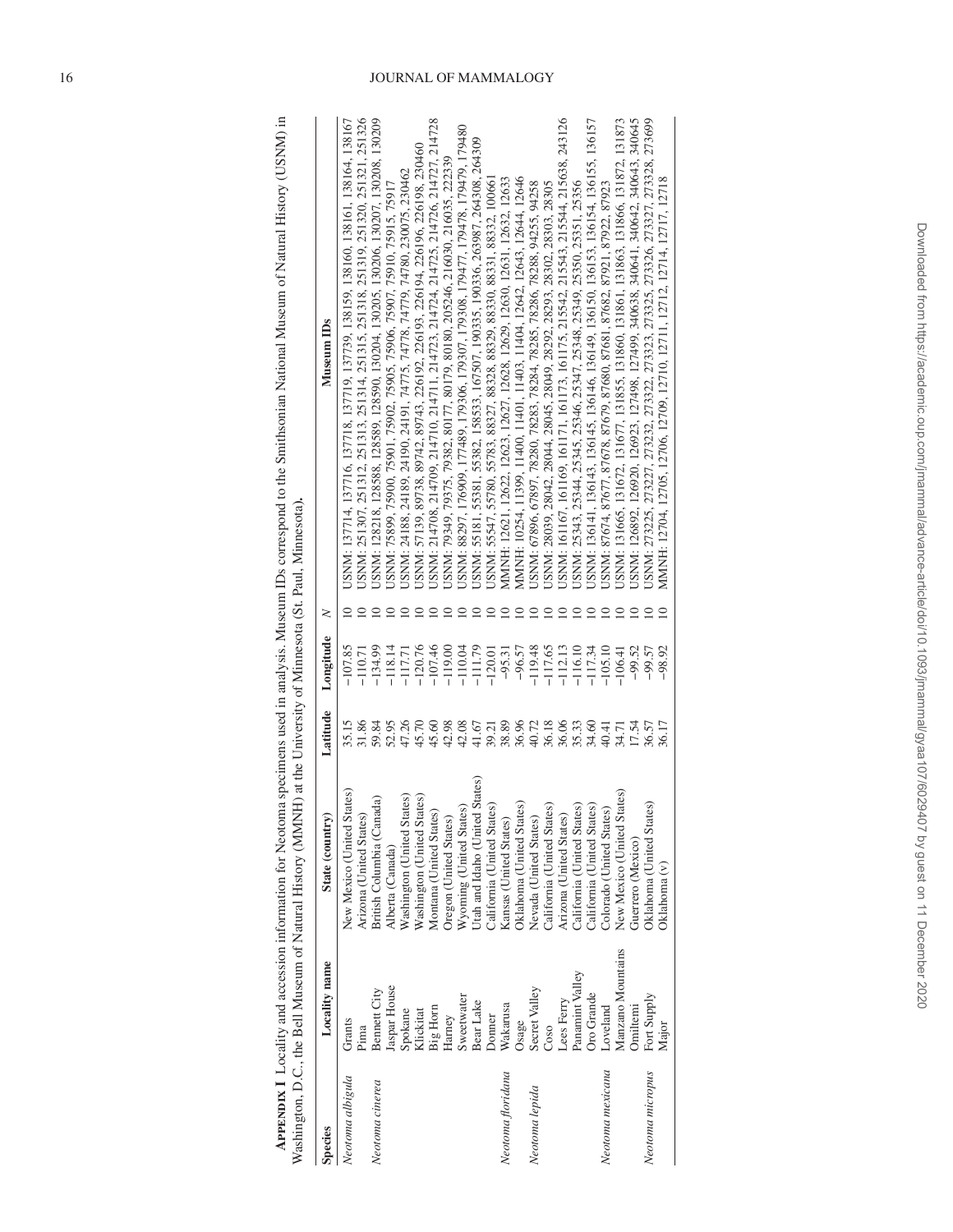**APPENDIX I** Locality and accession information for Neotoma specimens used in analysis. Museum IDs correspond to the Smithsonian National Museum of Natural History (USNM) in Washington, D.C., the Bell Museum of Natural History (MMNH) at the University of Minnesota (St. Paul, Minnesota).

| Species | Locality name | State (country) | Latitude | Longitude | N | Museum IDs |
|---|---|---|---|---|---|---|
| *Neotoma albigula* | Grants | New Mexico (United States) | 35.15 | −107.85 | 10 | USNM: 137714, 137716, 137718, 137719, 137739, 138159, 138160, 138161, 138164, 138167 |
| | Pima | Arizona (United States) | 31.86 | −110.71 | 10 | USNM: 251307, 251312, 251313, 251314, 251315, 251318, 251319, 251320, 251321, 251326 |
| *Neotoma cinerea* | Bennett City | British Columbia (Canada) | 59.84 | −134.99 | 10 | USNM: 128218, 128588, 128589, 128590, 130204, 130205, 130206, 130207, 130208, 130209 |
| | Jaspar House | Alberta (Canada) | 52.95 | −118.14 | 10 | USNM: 75899, 75900, 75901, 75902, 75905, 75906, 75907, 75910, 75915, 75917 |
| | Spokane | Washington (United States) | 47.26 | −117.71 | 10 | USNM: 24188, 24189, 24190, 24191, 74775, 74778, 74779, 74780, 230075, 230462 |
| | Klickitat | Washington (United States) | 45.70 | −120.76 | 10 | USNM: 57139, 89738, 89742, 89743, 226192, 226193, 226194, 226196, 226198, 230460 |
| | Big Horn | Montana (United States) | 45.60 | −107.46 | 10 | USNM: 214708, 214709, 214710, 214711, 214723, 214724, 214725, 214726, 214727, 214728 |
| | Harney | Oregon (United States) | 42.98 | −119.00 | 10 | USNM: 79349, 79375, 79382, 80177, 80179, 80180, 205246, 216030, 216035, 222339 |
| | Sweetwater | Wyoming (United States) | 42.08 | −110.04 | 10 | USNM: 88297, 176909, 177489, 179306, 179307, 179308, 179477, 179478, 179479, 179480 |
| | Bear Lake | Utah and Idaho (United States) | 41.67 | −111.79 | 10 | USNM: 55181, 55381, 55382, 158533, 167507, 190335, 190336, 263987, 264308, 264309 |
| | Donner | California (United States) | 39.21 | −120.01 | 10 | USNM: 55547, 55780, 55783, 88327, 88328, 88329, 88330, 88331, 88332, 100661 |
| *Neotoma floridana* | Wakarusa | Kansas (United States) | 38.89 | −95.31 | 10 | MMNH: 12621, 12622, 12623, 12627, 12628, 12629, 12630, 12631, 12632, 12633 |
| | Osage | Oklahoma (United States) | 36.96 | −96.57 | 10 | MMNH: 10254, 11399, 11400, 11401, 11403, 11404, 12642, 12643, 12644, 12646 |
| *Neotoma lepida* | Secret Valley | Nevada (United States) | 40.72 | −119.48 | 10 | USNM: 67896, 67897, 78280, 78283, 78284, 78285, 78286, 78288, 94255, 94258 |
| | Coso | California (United States) | 36.18 | −117.65 | 10 | USNM: 28039, 28042, 28044, 28045, 28049, 28292, 28293, 28302, 28303, 28305 |
| | Lees Ferry | Arizona (United States) | 36.06 | −112.13 | 10 | USNM: 161167, 161169, 161171, 161173, 161175, 215542, 215543, 215544, 215638, 243126 |
| | Panamint Valley | California (United States) | 35.33 | −116.10 | 10 | USNM: 25343, 25344, 25345, 25346, 25347, 25348, 25349, 25350, 25351, 25356 |
| | Oro Grande | California (United States) | 34.60 | −117.34 | 10 | USNM: 136141, 136143, 136145, 136146, 136149, 136150, 136153, 136154, 136155, 136157 |
| *Neotoma mexicana* | Loveland | Colorado (United States) | 40.41 | −105.10 | 10 | USNM: 87674, 87677, 87678, 87679, 87680, 87681, 87682, 87921, 87922, 87923 |
| | Manzano Mountains | New Mexico (United States) | 34.71 | −106.41 | 10 | USNM: 131665, 131672, 131677, 131855, 131860, 131861, 131863, 131866, 131872, 131873 |
| | Omiltemi | Guerrero (Mexico) | 17.54 | −99.52 | 10 | USNM: 126892, 126920, 126923, 127498, 127499, 340638, 340641, 340642, 340643, 340645 |
| *Neotoma micropus* | Fort Supply | Oklahoma (United States) | 36.57 | −99.57 | 10 | USNM: 273225, 273227, 273232, 273322, 273323, 273325, 273326, 273327, 273328, 273699 |
| | Major | Oklahoma (v) | 36.17 | −98.92 | 10 | MMNH: 12704, 12705, 12706, 12709, 12710, 12711, 12712, 12714, 12717, 12718 |